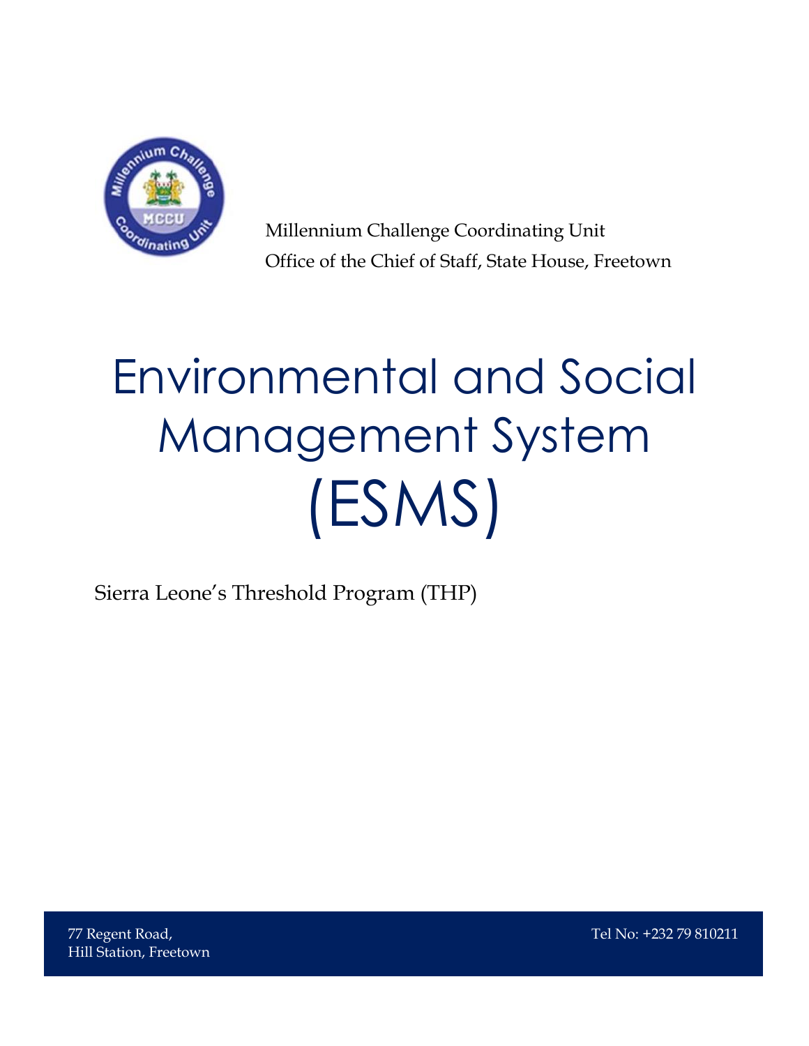Millennium Challenge Coordinating Unit

Office of the Chief of Staff, State House, Freetown

# Environmental and Social Management System (ESMS)

Sierra Leone's Threshold Program (THP)

77 Regent Road,
Hill Station, Freetown

Tel No: +232 79 810211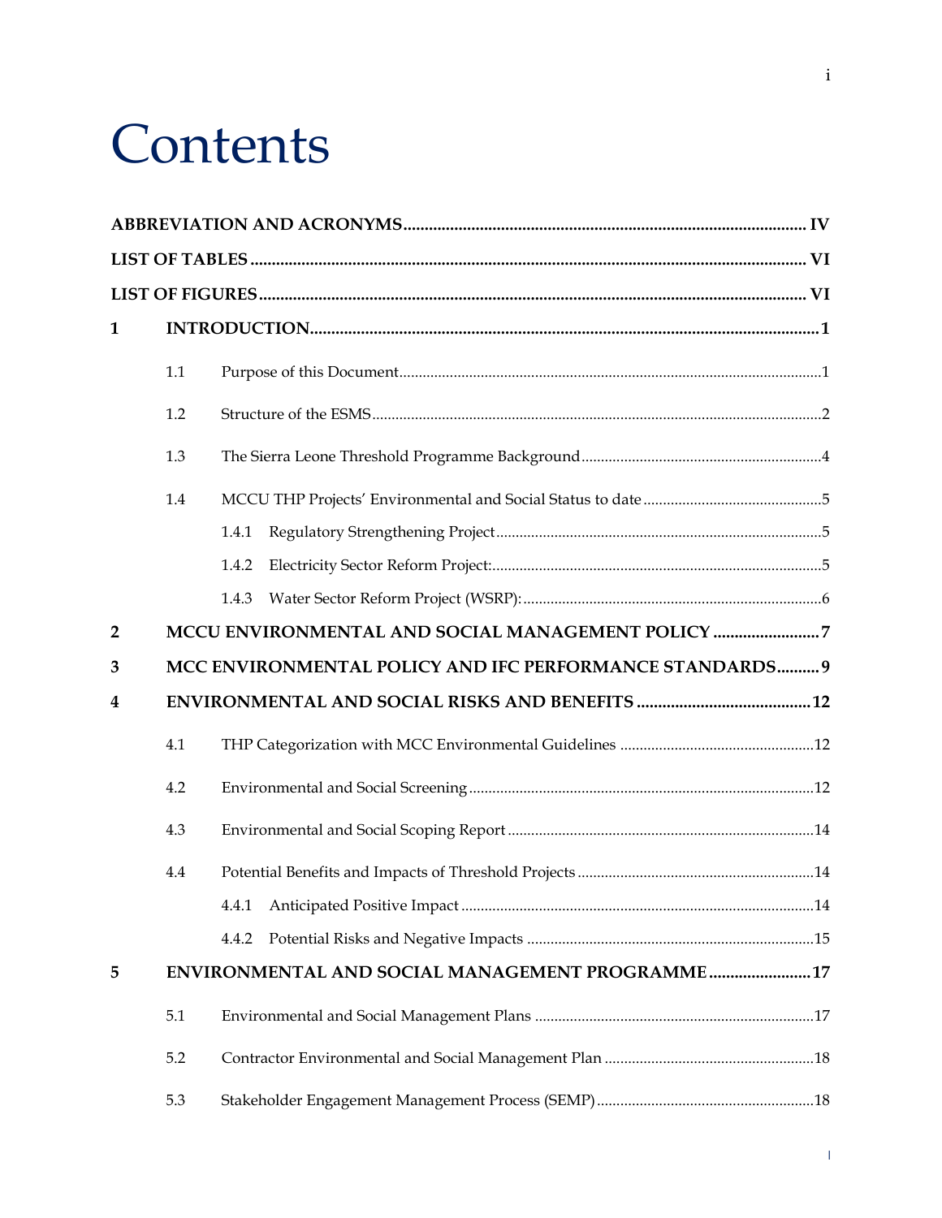# Contents

**ABBREVIATION AND ACRONYMS** ..... **IV**

**LIST OF TABLES** ..... **VI**

**LIST OF FIGURES** ..... **VI**

**1 INTRODUCTION** ..... **1**

- 1.1 Purpose of this Document ..... 1
- 1.2 Structure of the ESMS ..... 2
- 1.3 The Sierra Leone Threshold Programme Background ..... 4
- 1.4 MCCU THP Projects' Environmental and Social Status to date ..... 5
  - 1.4.1 Regulatory Strengthening Project ..... 5
  - 1.4.2 Electricity Sector Reform Project: ..... 5
  - 1.4.3 Water Sector Reform Project (WSRP): ..... 6

**2 MCCU ENVIRONMENTAL AND SOCIAL MANAGEMENT POLICY** ..... **7**

**3 MCC ENVIRONMENTAL POLICY AND IFC PERFORMANCE STANDARDS** ..... **9**

**4 ENVIRONMENTAL AND SOCIAL RISKS AND BENEFITS** ..... **12**

- 4.1 THP Categorization with MCC Environmental Guidelines ..... 12
- 4.2 Environmental and Social Screening ..... 12
- 4.3 Environmental and Social Scoping Report ..... 14
- 4.4 Potential Benefits and Impacts of Threshold Projects ..... 14
  - 4.4.1 Anticipated Positive Impact ..... 14
  - 4.4.2 Potential Risks and Negative Impacts ..... 15

**5 ENVIRONMENTAL AND SOCIAL MANAGEMENT PROGRAMME** ..... **17**

- 5.1 Environmental and Social Management Plans ..... 17
- 5.2 Contractor Environmental and Social Management Plan ..... 18
- 5.3 Stakeholder Engagement Management Process (SEMP) ..... 18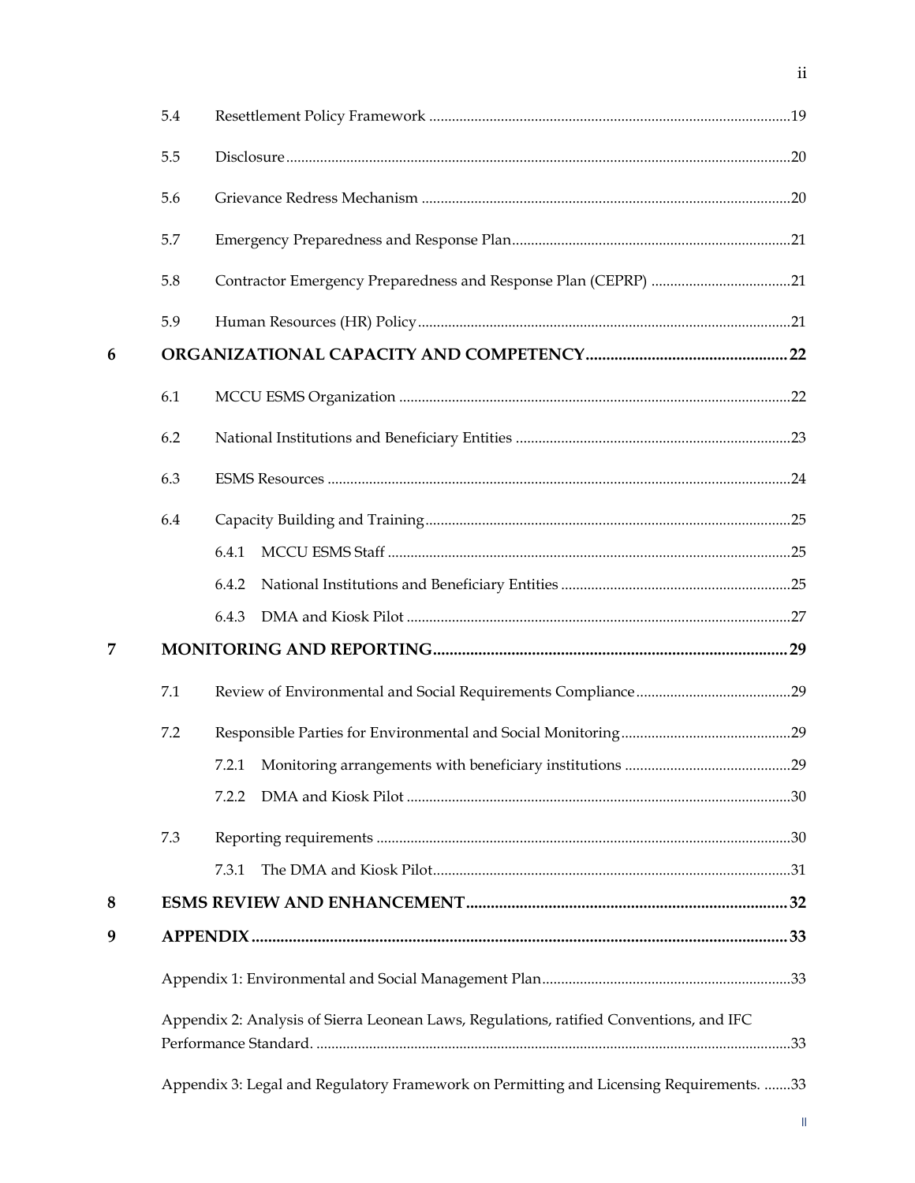| | | | |
|---|---|---|---|
| | 5.4 | Resettlement Policy Framework | 19 |
| | 5.5 | Disclosure | 20 |
| | 5.6 | Grievance Redress Mechanism | 20 |
| | 5.7 | Emergency Preparedness and Response Plan | 21 |
| | 5.8 | Contractor Emergency Preparedness and Response Plan (CEPRP) | 21 |
| | 5.9 | Human Resources (HR) Policy | 21 |
| **6** | | **ORGANIZATIONAL CAPACITY AND COMPETENCY** | **22** |
| | 6.1 | MCCU ESMS Organization | 22 |
| | 6.2 | National Institutions and Beneficiary Entities | 23 |
| | 6.3 | ESMS Resources | 24 |
| | 6.4 | Capacity Building and Training | 25 |
| | | 6.4.1 MCCU ESMS Staff | 25 |
| | | 6.4.2 National Institutions and Beneficiary Entities | 25 |
| | | 6.4.3 DMA and Kiosk Pilot | 27 |
| **7** | | **MONITORING AND REPORTING** | **29** |
| | 7.1 | Review of Environmental and Social Requirements Compliance | 29 |
| | 7.2 | Responsible Parties for Environmental and Social Monitoring | 29 |
| | | 7.2.1 Monitoring arrangements with beneficiary institutions | 29 |
| | | 7.2.2 DMA and Kiosk Pilot | 30 |
| | 7.3 | Reporting requirements | 30 |
| | | 7.3.1 The DMA and Kiosk Pilot | 31 |
| **8** | | **ESMS REVIEW AND ENHANCEMENT** | **32** |
| **9** | | **APPENDIX** | **33** |
| | | Appendix 1: Environmental and Social Management Plan | 33 |
| | | Appendix 2: Analysis of Sierra Leonean Laws, Regulations, ratified Conventions, and IFC Performance Standard. | 33 |
| | | Appendix 3: Legal and Regulatory Framework on Permitting and Licensing Requirements. | 33 |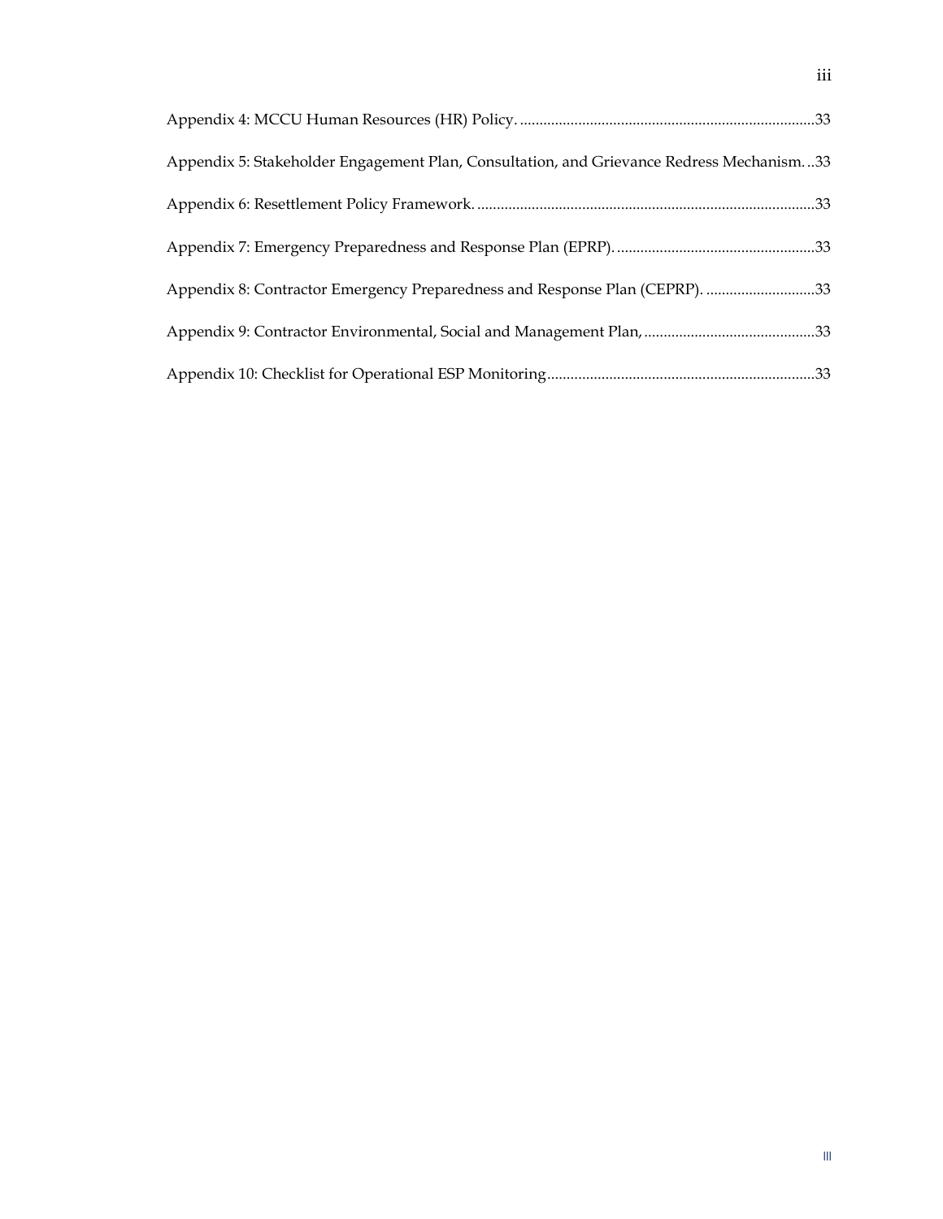Appendix 4: MCCU Human Resources (HR) Policy. ....................................................................... 33

Appendix 5: Stakeholder Engagement Plan, Consultation, and Grievance Redress Mechanism. .. 33

Appendix 6: Resettlement Policy Framework. ................................................................................ 33

Appendix 7: Emergency Preparedness and Response Plan (EPRP). ............................................. 33

Appendix 8: Contractor Emergency Preparedness and Response Plan (CEPRP). ....................... 33

Appendix 9: Contractor Environmental, Social and Management Plan, ...................................... 33

Appendix 10: Checklist for Operational ESP Monitoring ............................................................... 33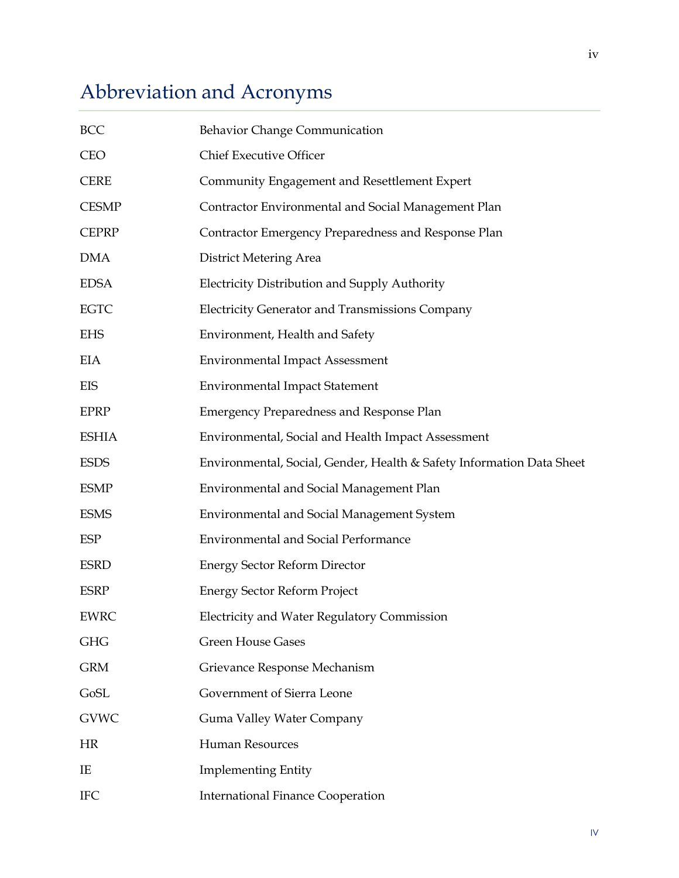# Abbreviation and Acronyms

| | |
|---|---|
| BCC | Behavior Change Communication |
| CEO | Chief Executive Officer |
| CERE | Community Engagement and Resettlement Expert |
| CESMP | Contractor Environmental and Social Management Plan |
| CEPRP | Contractor Emergency Preparedness and Response Plan |
| DMA | District Metering Area |
| EDSA | Electricity Distribution and Supply Authority |
| EGTC | Electricity Generator and Transmissions Company |
| EHS | Environment, Health and Safety |
| EIA | Environmental Impact Assessment |
| EIS | Environmental Impact Statement |
| EPRP | Emergency Preparedness and Response Plan |
| ESHIA | Environmental, Social and Health Impact Assessment |
| ESDS | Environmental, Social, Gender, Health & Safety Information Data Sheet |
| ESMP | Environmental and Social Management Plan |
| ESMS | Environmental and Social Management System |
| ESP | Environmental and Social Performance |
| ESRD | Energy Sector Reform Director |
| ESRP | Energy Sector Reform Project |
| EWRC | Electricity and Water Regulatory Commission |
| GHG | Green House Gases |
| GRM | Grievance Response Mechanism |
| GoSL | Government of Sierra Leone |
| GVWC | Guma Valley Water Company |
| HR | Human Resources |
| IE | Implementing Entity |
| IFC | International Finance Cooperation |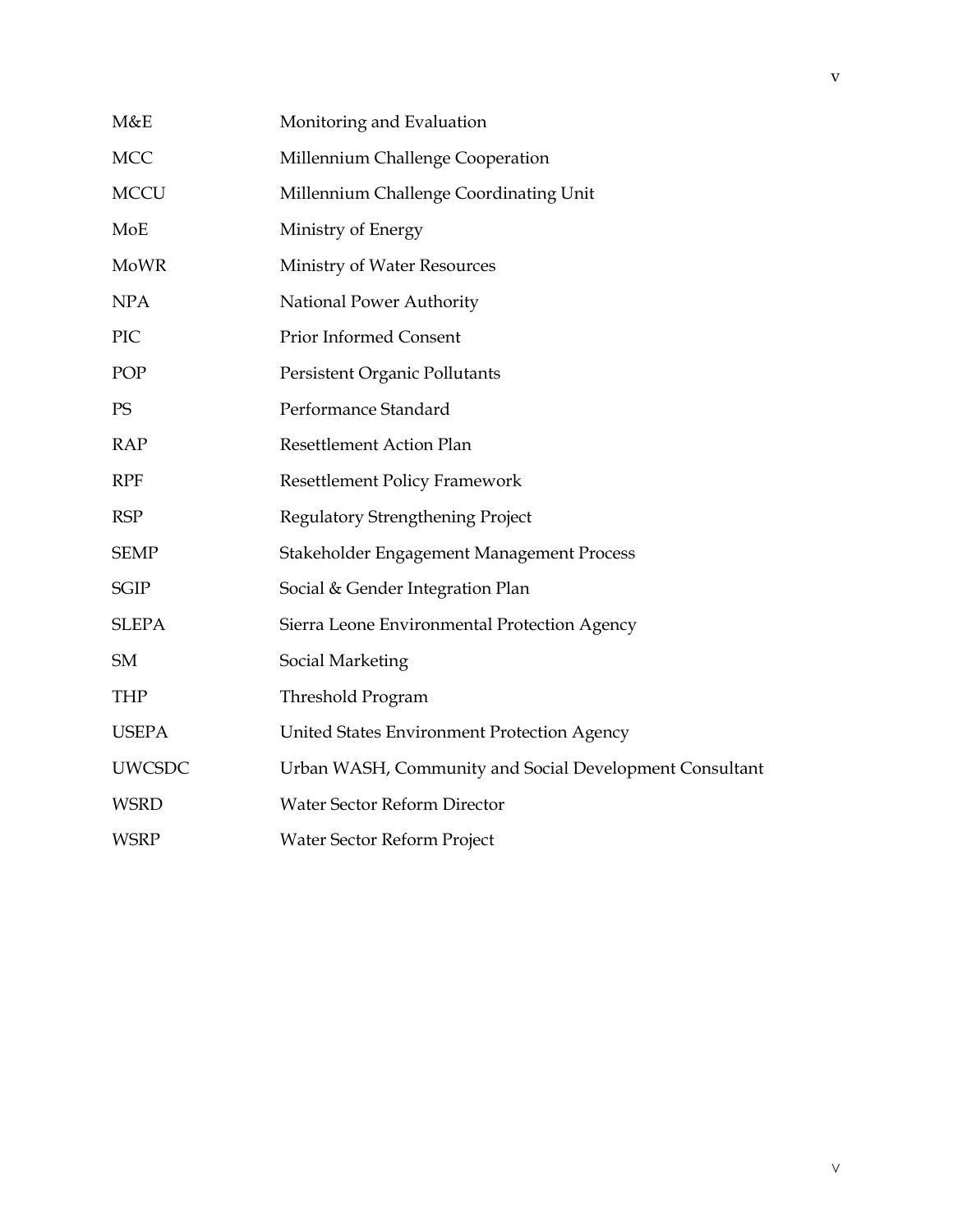| | |
|---|---|
| M&E | Monitoring and Evaluation |
| MCC | Millennium Challenge Cooperation |
| MCCU | Millennium Challenge Coordinating Unit |
| MoE | Ministry of Energy |
| MoWR | Ministry of Water Resources |
| NPA | National Power Authority |
| PIC | Prior Informed Consent |
| POP | Persistent Organic Pollutants |
| PS | Performance Standard |
| RAP | Resettlement Action Plan |
| RPF | Resettlement Policy Framework |
| RSP | Regulatory Strengthening Project |
| SEMP | Stakeholder Engagement Management Process |
| SGIP | Social & Gender Integration Plan |
| SLEPA | Sierra Leone Environmental Protection Agency |
| SM | Social Marketing |
| THP | Threshold Program |
| USEPA | United States Environment Protection Agency |
| UWCSDC | Urban WASH, Community and Social Development Consultant |
| WSRD | Water Sector Reform Director |
| WSRP | Water Sector Reform Project |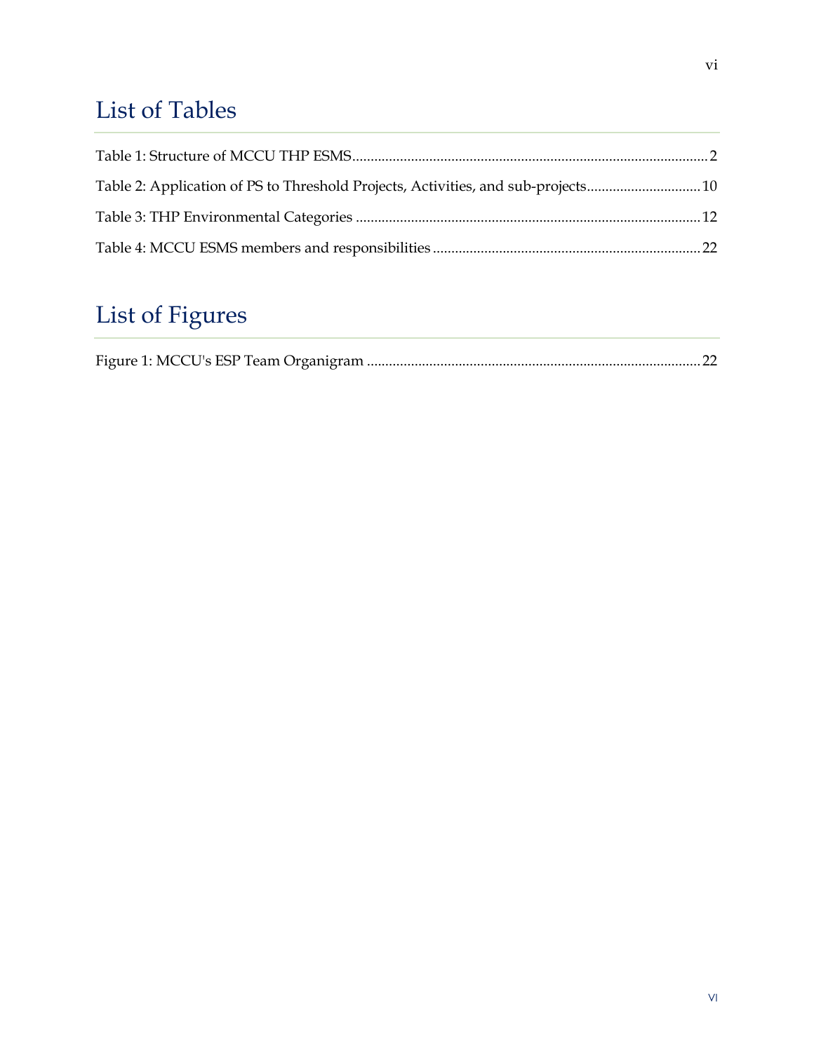# List of Tables

Table 1: Structure of MCCU THP ESMS................................................................................................2

Table 2: Application of PS to Threshold Projects, Activities, and sub-projects...............................10

Table 3: THP Environmental Categories ............................................................................................12

Table 4: MCCU ESMS members and responsibilities........................................................................22

# List of Figures

Figure 1: MCCU's ESP Team Organigram ..........................................................................................22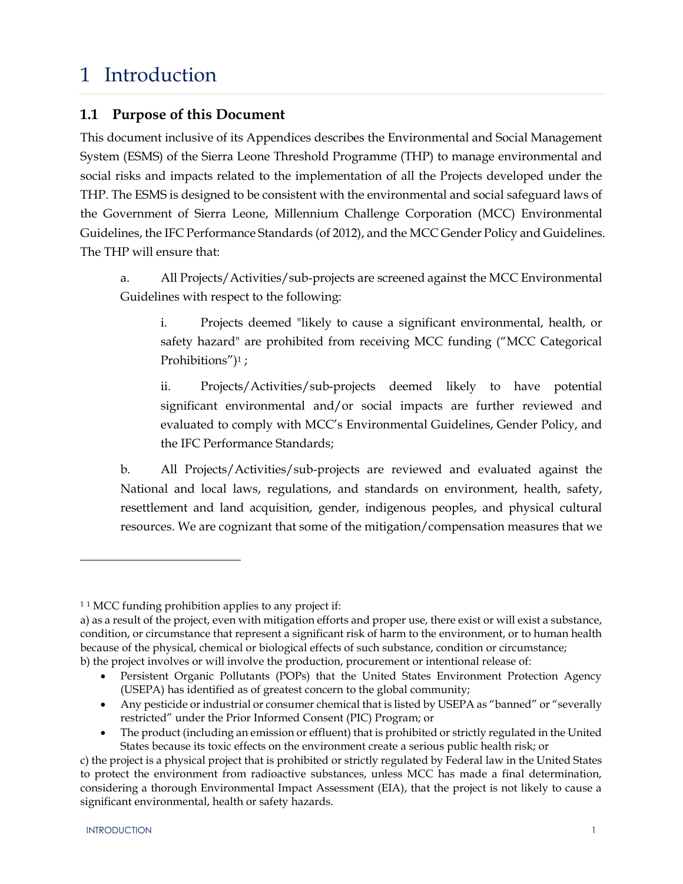# 1 Introduction

## 1.1 Purpose of this Document

This document inclusive of its Appendices describes the Environmental and Social Management System (ESMS) of the Sierra Leone Threshold Programme (THP) to manage environmental and social risks and impacts related to the implementation of all the Projects developed under the THP. The ESMS is designed to be consistent with the environmental and social safeguard laws of the Government of Sierra Leone, Millennium Challenge Corporation (MCC) Environmental Guidelines, the IFC Performance Standards (of 2012), and the MCC Gender Policy and Guidelines. The THP will ensure that:

a. All Projects/Activities/sub-projects are screened against the MCC Environmental Guidelines with respect to the following:

i. Projects deemed "likely to cause a significant environmental, health, or safety hazard" are prohibited from receiving MCC funding ("MCC Categorical Prohibitions")[1] ;

ii. Projects/Activities/sub-projects deemed likely to have potential significant environmental and/or social impacts are further reviewed and evaluated to comply with MCC's Environmental Guidelines, Gender Policy, and the IFC Performance Standards;

b. All Projects/Activities/sub-projects are reviewed and evaluated against the National and local laws, regulations, and standards on environment, health, safety, resettlement and land acquisition, gender, indigenous peoples, and physical cultural resources. We are cognizant that some of the mitigation/compensation measures that we

---

[1] [1] MCC funding prohibition applies to any project if:

a) as a result of the project, even with mitigation efforts and proper use, there exist or will exist a substance, condition, or circumstance that represent a significant risk of harm to the environment, or to human health because of the physical, chemical or biological effects of such substance, condition or circumstance;

b) the project involves or will involve the production, procurement or intentional release of:

- Persistent Organic Pollutants (POPs) that the United States Environment Protection Agency (USEPA) has identified as of greatest concern to the global community;
- Any pesticide or industrial or consumer chemical that is listed by USEPA as "banned" or "severally restricted" under the Prior Informed Consent (PIC) Program; or
- The product (including an emission or effluent) that is prohibited or strictly regulated in the United States because its toxic effects on the environment create a serious public health risk; or

c) the project is a physical project that is prohibited or strictly regulated by Federal law in the United States to protect the environment from radioactive substances, unless MCC has made a final determination, considering a thorough Environmental Impact Assessment (EIA), that the project is not likely to cause a significant environmental, health or safety hazards.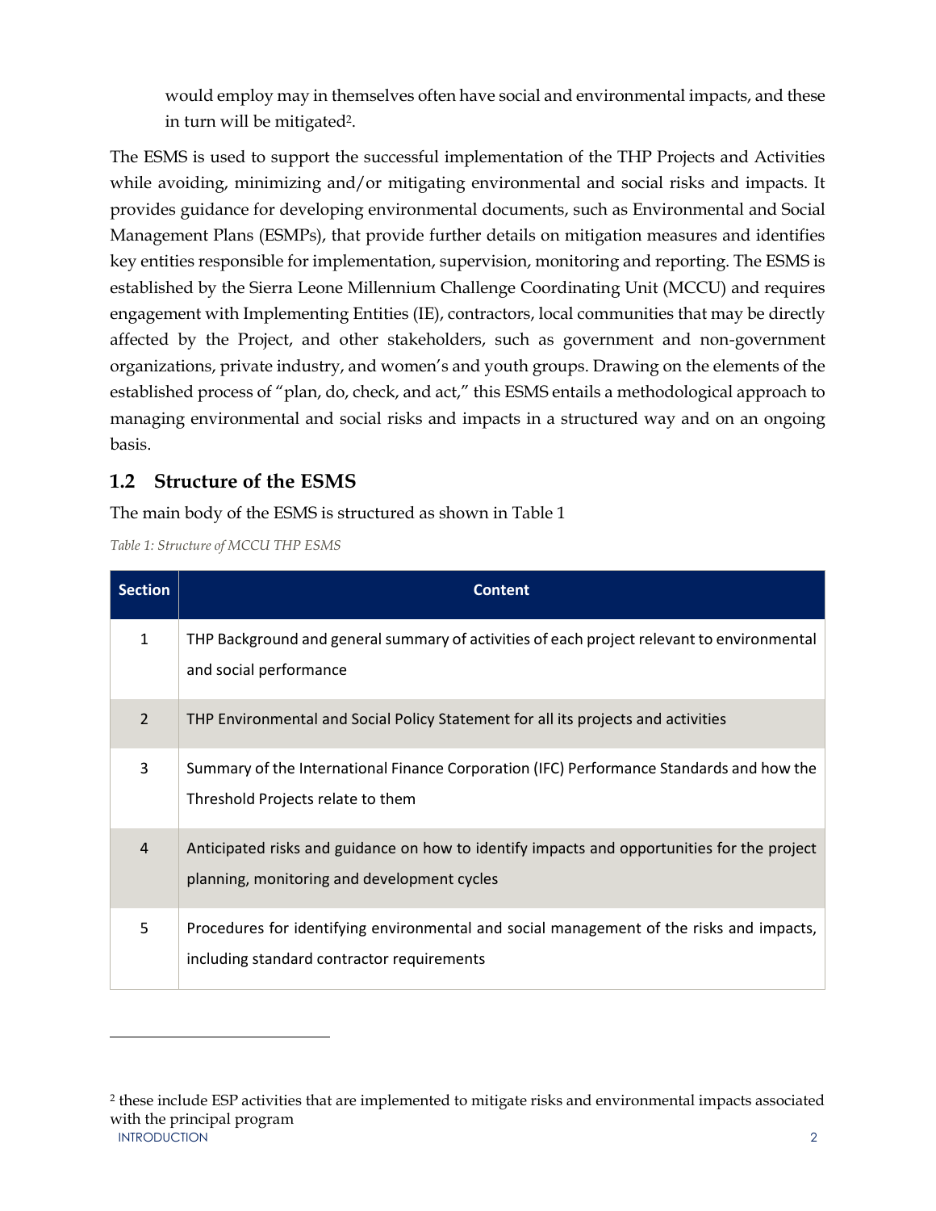would employ may in themselves often have social and environmental impacts, and these in turn will be mitigated[2].

The ESMS is used to support the successful implementation of the THP Projects and Activities while avoiding, minimizing and/or mitigating environmental and social risks and impacts. It provides guidance for developing environmental documents, such as Environmental and Social Management Plans (ESMPs), that provide further details on mitigation measures and identifies key entities responsible for implementation, supervision, monitoring and reporting. The ESMS is established by the Sierra Leone Millennium Challenge Coordinating Unit (MCCU) and requires engagement with Implementing Entities (IE), contractors, local communities that may be directly affected by the Project, and other stakeholders, such as government and non-government organizations, private industry, and women's and youth groups. Drawing on the elements of the established process of "plan, do, check, and act," this ESMS entails a methodological approach to managing environmental and social risks and impacts in a structured way and on an ongoing basis.

## 1.2 Structure of the ESMS

The main body of the ESMS is structured as shown in Table 1

*Table 1: Structure of MCCU THP ESMS*

| Section | Content |
|---|---|
| 1 | THP Background and general summary of activities of each project relevant to environmental and social performance |
| 2 | THP Environmental and Social Policy Statement for all its projects and activities |
| 3 | Summary of the International Finance Corporation (IFC) Performance Standards and how the Threshold Projects relate to them |
| 4 | Anticipated risks and guidance on how to identify impacts and opportunities for the project planning, monitoring and development cycles |
| 5 | Procedures for identifying environmental and social management of the risks and impacts, including standard contractor requirements |

[2] these include ESP activities that are implemented to mitigate risks and environmental impacts associated with the principal program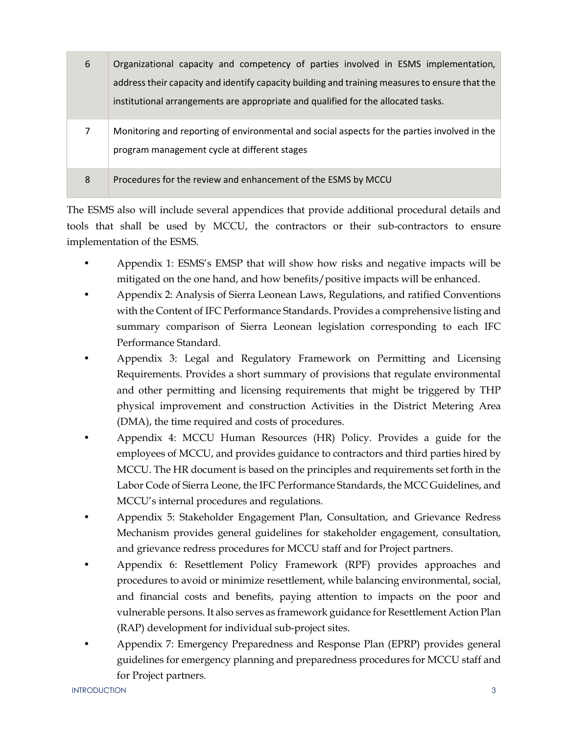| | |
|---|---|
| 6 | Organizational capacity and competency of parties involved in ESMS implementation, address their capacity and identify capacity building and training measures to ensure that the institutional arrangements are appropriate and qualified for the allocated tasks. |
| 7 | Monitoring and reporting of environmental and social aspects for the parties involved in the program management cycle at different stages |
| 8 | Procedures for the review and enhancement of the ESMS by MCCU |

The ESMS also will include several appendices that provide additional procedural details and tools that shall be used by MCCU, the contractors or their sub-contractors to ensure implementation of the ESMS.

- Appendix 1: ESMS's EMSP that will show how risks and negative impacts will be mitigated on the one hand, and how benefits/positive impacts will be enhanced.
- Appendix 2: Analysis of Sierra Leonean Laws, Regulations, and ratified Conventions with the Content of IFC Performance Standards. Provides a comprehensive listing and summary comparison of Sierra Leonean legislation corresponding to each IFC Performance Standard.
- Appendix 3: Legal and Regulatory Framework on Permitting and Licensing Requirements. Provides a short summary of provisions that regulate environmental and other permitting and licensing requirements that might be triggered by THP physical improvement and construction Activities in the District Metering Area (DMA), the time required and costs of procedures.
- Appendix 4: MCCU Human Resources (HR) Policy. Provides a guide for the employees of MCCU, and provides guidance to contractors and third parties hired by MCCU. The HR document is based on the principles and requirements set forth in the Labor Code of Sierra Leone, the IFC Performance Standards, the MCC Guidelines, and MCCU's internal procedures and regulations.
- Appendix 5: Stakeholder Engagement Plan, Consultation, and Grievance Redress Mechanism provides general guidelines for stakeholder engagement, consultation, and grievance redress procedures for MCCU staff and for Project partners.
- Appendix 6: Resettlement Policy Framework (RPF) provides approaches and procedures to avoid or minimize resettlement, while balancing environmental, social, and financial costs and benefits, paying attention to impacts on the poor and vulnerable persons. It also serves as framework guidance for Resettlement Action Plan (RAP) development for individual sub-project sites.
- Appendix 7: Emergency Preparedness and Response Plan (EPRP) provides general guidelines for emergency planning and preparedness procedures for MCCU staff and for Project partners.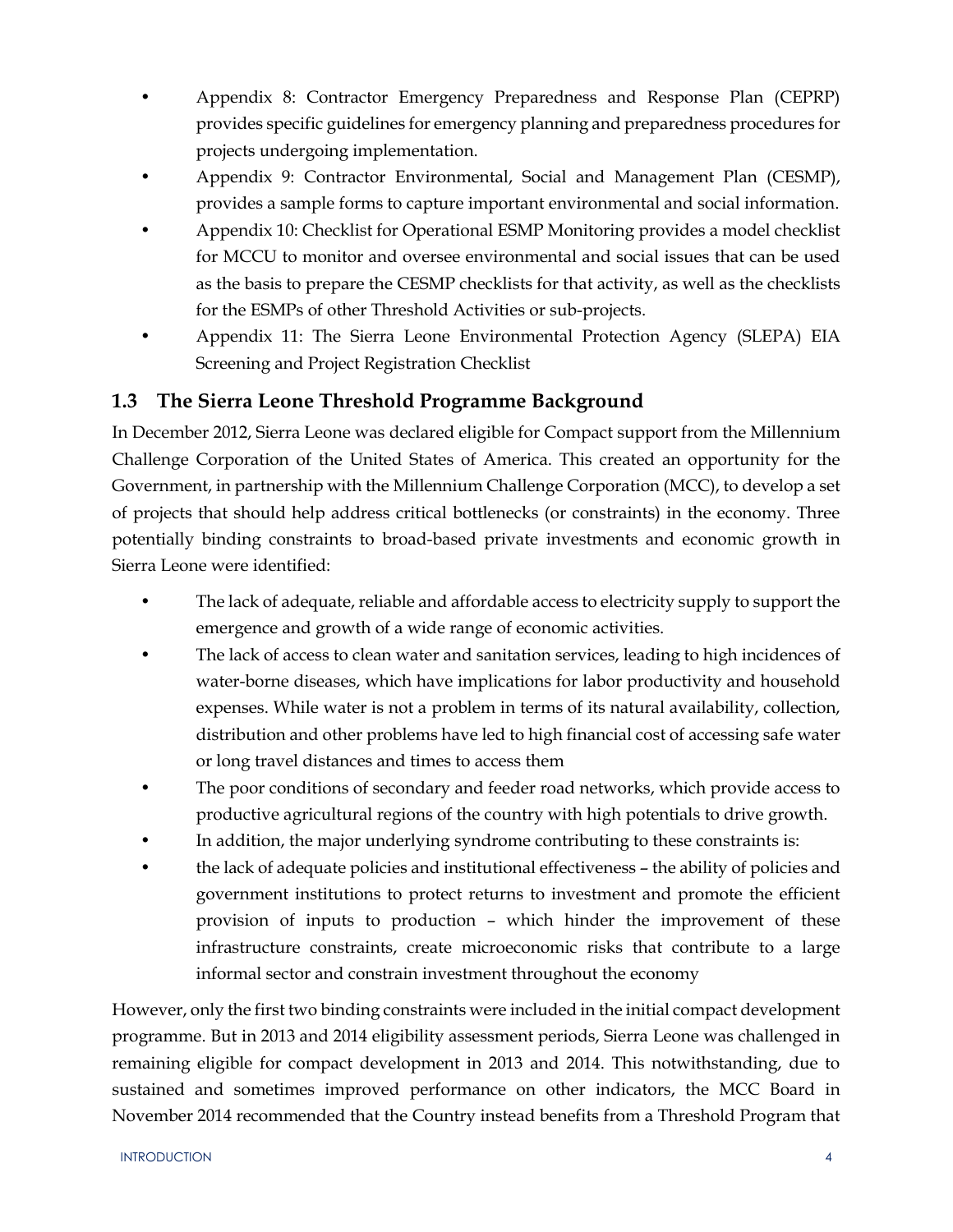- Appendix 8: Contractor Emergency Preparedness and Response Plan (CEPRP) provides specific guidelines for emergency planning and preparedness procedures for projects undergoing implementation.
- Appendix 9: Contractor Environmental, Social and Management Plan (CESMP), provides a sample forms to capture important environmental and social information.
- Appendix 10: Checklist for Operational ESMP Monitoring provides a model checklist for MCCU to monitor and oversee environmental and social issues that can be used as the basis to prepare the CESMP checklists for that activity, as well as the checklists for the ESMPs of other Threshold Activities or sub-projects.
- Appendix 11: The Sierra Leone Environmental Protection Agency (SLEPA) EIA Screening and Project Registration Checklist

## 1.3 The Sierra Leone Threshold Programme Background

In December 2012, Sierra Leone was declared eligible for Compact support from the Millennium Challenge Corporation of the United States of America. This created an opportunity for the Government, in partnership with the Millennium Challenge Corporation (MCC), to develop a set of projects that should help address critical bottlenecks (or constraints) in the economy. Three potentially binding constraints to broad-based private investments and economic growth in Sierra Leone were identified:

- The lack of adequate, reliable and affordable access to electricity supply to support the emergence and growth of a wide range of economic activities.
- The lack of access to clean water and sanitation services, leading to high incidences of water-borne diseases, which have implications for labor productivity and household expenses. While water is not a problem in terms of its natural availability, collection, distribution and other problems have led to high financial cost of accessing safe water or long travel distances and times to access them
- The poor conditions of secondary and feeder road networks, which provide access to productive agricultural regions of the country with high potentials to drive growth.
- In addition, the major underlying syndrome contributing to these constraints is:
- the lack of adequate policies and institutional effectiveness – the ability of policies and government institutions to protect returns to investment and promote the efficient provision of inputs to production – which hinder the improvement of these infrastructure constraints, create microeconomic risks that contribute to a large informal sector and constrain investment throughout the economy

However, only the first two binding constraints were included in the initial compact development programme. But in 2013 and 2014 eligibility assessment periods, Sierra Leone was challenged in remaining eligible for compact development in 2013 and 2014. This notwithstanding, due to sustained and sometimes improved performance on other indicators, the MCC Board in November 2014 recommended that the Country instead benefits from a Threshold Program that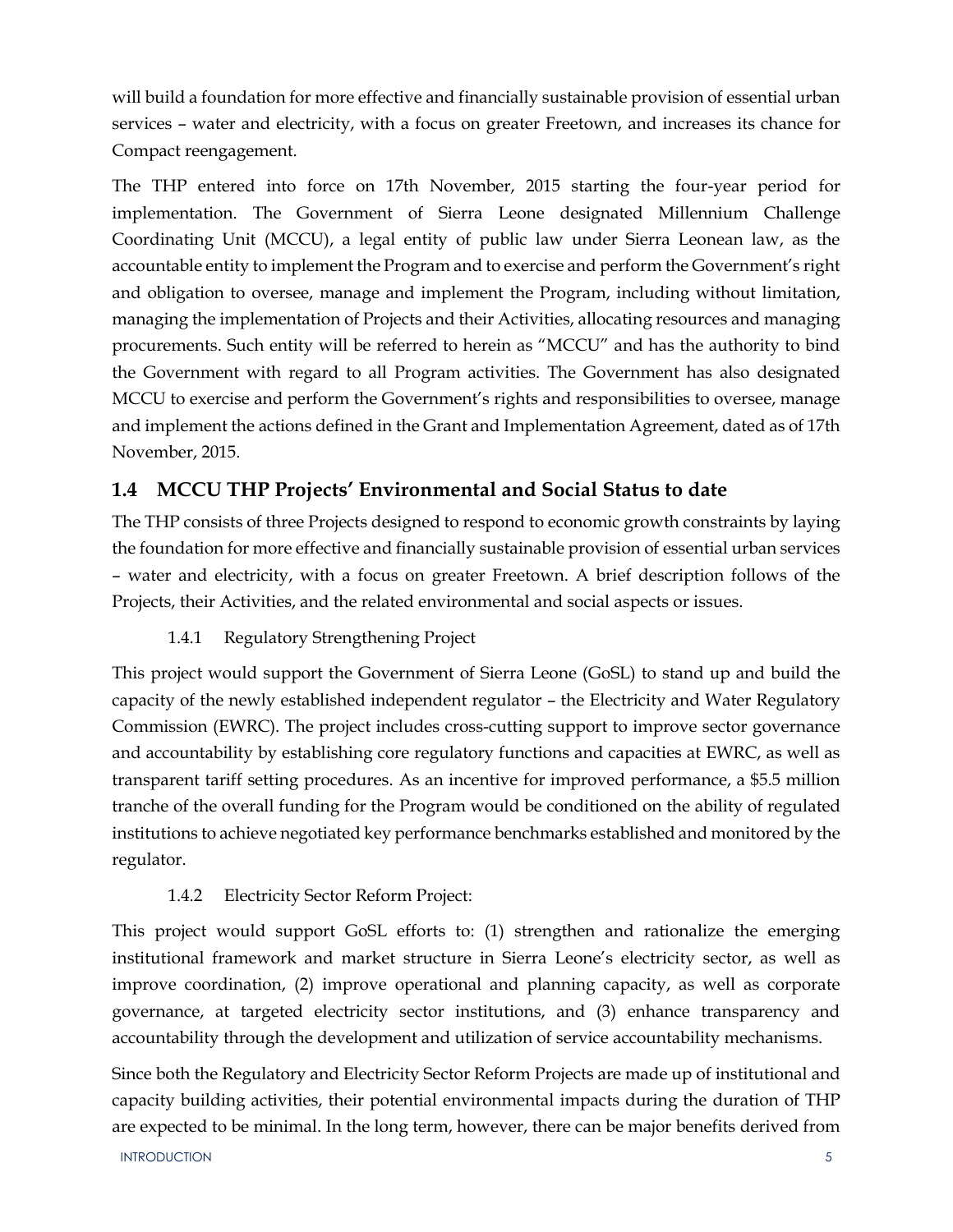will build a foundation for more effective and financially sustainable provision of essential urban services – water and electricity, with a focus on greater Freetown, and increases its chance for Compact reengagement.

The THP entered into force on 17th November, 2015 starting the four-year period for implementation. The Government of Sierra Leone designated Millennium Challenge Coordinating Unit (MCCU), a legal entity of public law under Sierra Leonean law, as the accountable entity to implement the Program and to exercise and perform the Government's right and obligation to oversee, manage and implement the Program, including without limitation, managing the implementation of Projects and their Activities, allocating resources and managing procurements. Such entity will be referred to herein as "MCCU" and has the authority to bind the Government with regard to all Program activities. The Government has also designated MCCU to exercise and perform the Government's rights and responsibilities to oversee, manage and implement the actions defined in the Grant and Implementation Agreement, dated as of 17th November, 2015.

## 1.4 MCCU THP Projects' Environmental and Social Status to date

The THP consists of three Projects designed to respond to economic growth constraints by laying the foundation for more effective and financially sustainable provision of essential urban services – water and electricity, with a focus on greater Freetown. A brief description follows of the Projects, their Activities, and the related environmental and social aspects or issues.

### 1.4.1 Regulatory Strengthening Project

This project would support the Government of Sierra Leone (GoSL) to stand up and build the capacity of the newly established independent regulator – the Electricity and Water Regulatory Commission (EWRC). The project includes cross-cutting support to improve sector governance and accountability by establishing core regulatory functions and capacities at EWRC, as well as transparent tariff setting procedures. As an incentive for improved performance, a $5.5 million tranche of the overall funding for the Program would be conditioned on the ability of regulated institutions to achieve negotiated key performance benchmarks established and monitored by the regulator.

### 1.4.2 Electricity Sector Reform Project:

This project would support GoSL efforts to: (1) strengthen and rationalize the emerging institutional framework and market structure in Sierra Leone's electricity sector, as well as improve coordination, (2) improve operational and planning capacity, as well as corporate governance, at targeted electricity sector institutions, and (3) enhance transparency and accountability through the development and utilization of service accountability mechanisms.

Since both the Regulatory and Electricity Sector Reform Projects are made up of institutional and capacity building activities, their potential environmental impacts during the duration of THP are expected to be minimal. In the long term, however, there can be major benefits derived from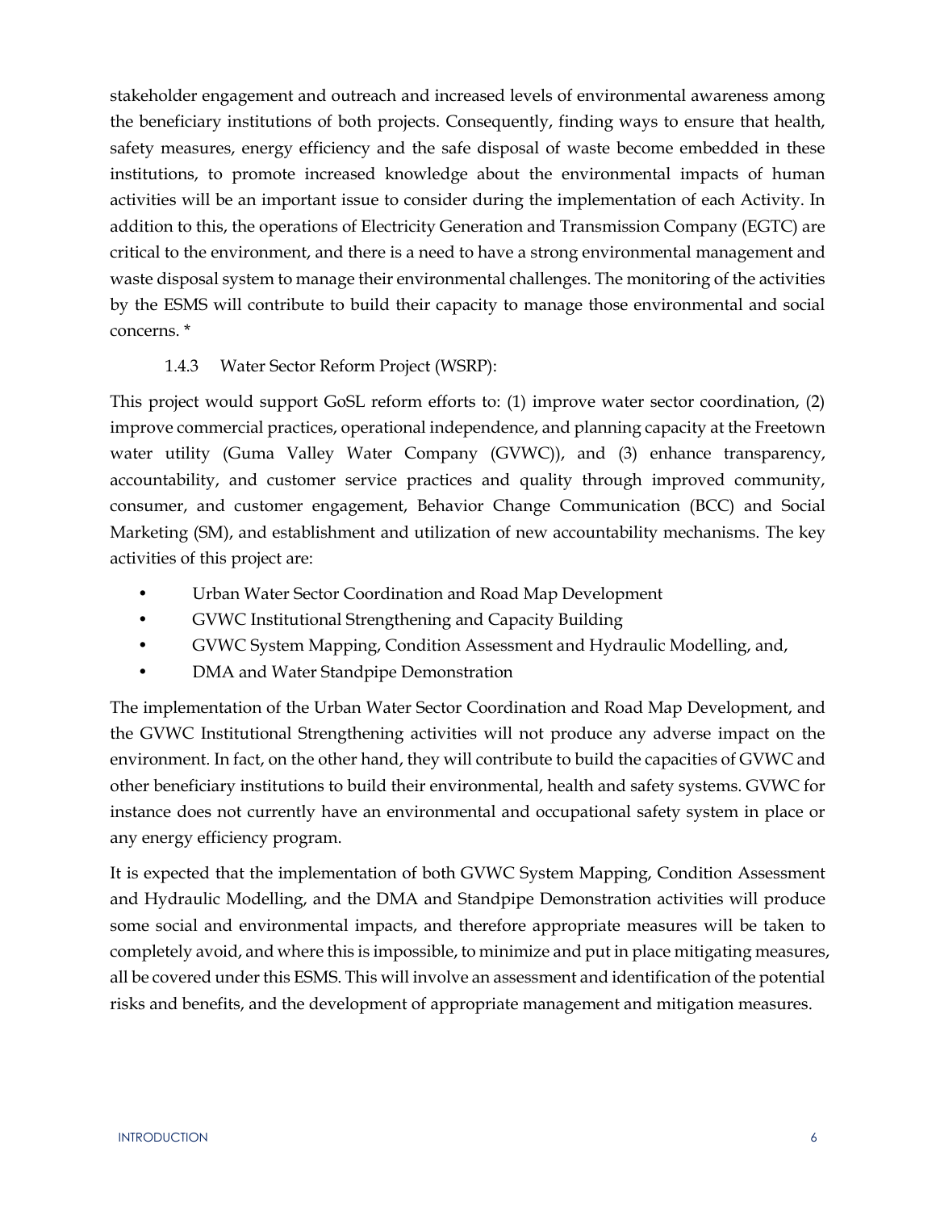stakeholder engagement and outreach and increased levels of environmental awareness among the beneficiary institutions of both projects. Consequently, finding ways to ensure that health, safety measures, energy efficiency and the safe disposal of waste become embedded in these institutions, to promote increased knowledge about the environmental impacts of human activities will be an important issue to consider during the implementation of each Activity. In addition to this, the operations of Electricity Generation and Transmission Company (EGTC) are critical to the environment, and there is a need to have a strong environmental management and waste disposal system to manage their environmental challenges. The monitoring of the activities by the ESMS will contribute to build their capacity to manage those environmental and social concerns. *

### 1.4.3 Water Sector Reform Project (WSRP):

This project would support GoSL reform efforts to: (1) improve water sector coordination, (2) improve commercial practices, operational independence, and planning capacity at the Freetown water utility (Guma Valley Water Company (GVWC)), and (3) enhance transparency, accountability, and customer service practices and quality through improved community, consumer, and customer engagement, Behavior Change Communication (BCC) and Social Marketing (SM), and establishment and utilization of new accountability mechanisms. The key activities of this project are:

- Urban Water Sector Coordination and Road Map Development
- GVWC Institutional Strengthening and Capacity Building
- GVWC System Mapping, Condition Assessment and Hydraulic Modelling, and,
- DMA and Water Standpipe Demonstration

The implementation of the Urban Water Sector Coordination and Road Map Development, and the GVWC Institutional Strengthening activities will not produce any adverse impact on the environment. In fact, on the other hand, they will contribute to build the capacities of GVWC and other beneficiary institutions to build their environmental, health and safety systems. GVWC for instance does not currently have an environmental and occupational safety system in place or any energy efficiency program.

It is expected that the implementation of both GVWC System Mapping, Condition Assessment and Hydraulic Modelling, and the DMA and Standpipe Demonstration activities will produce some social and environmental impacts, and therefore appropriate measures will be taken to completely avoid, and where this is impossible, to minimize and put in place mitigating measures, all be covered under this ESMS. This will involve an assessment and identification of the potential risks and benefits, and the development of appropriate management and mitigation measures.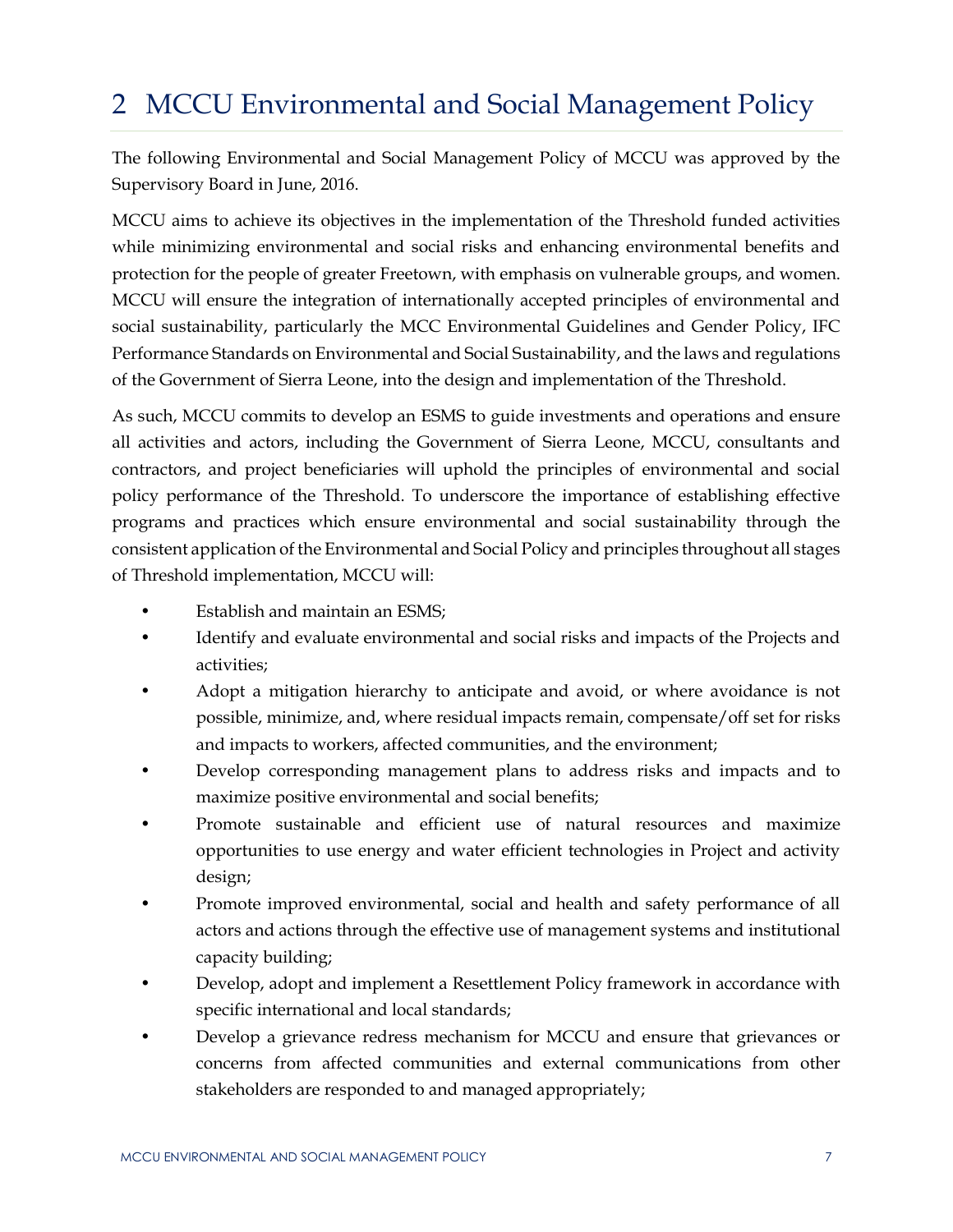# 2 MCCU Environmental and Social Management Policy

The following Environmental and Social Management Policy of MCCU was approved by the Supervisory Board in June, 2016.

MCCU aims to achieve its objectives in the implementation of the Threshold funded activities while minimizing environmental and social risks and enhancing environmental benefits and protection for the people of greater Freetown, with emphasis on vulnerable groups, and women. MCCU will ensure the integration of internationally accepted principles of environmental and social sustainability, particularly the MCC Environmental Guidelines and Gender Policy, IFC Performance Standards on Environmental and Social Sustainability, and the laws and regulations of the Government of Sierra Leone, into the design and implementation of the Threshold.

As such, MCCU commits to develop an ESMS to guide investments and operations and ensure all activities and actors, including the Government of Sierra Leone, MCCU, consultants and contractors, and project beneficiaries will uphold the principles of environmental and social policy performance of the Threshold. To underscore the importance of establishing effective programs and practices which ensure environmental and social sustainability through the consistent application of the Environmental and Social Policy and principles throughout all stages of Threshold implementation, MCCU will:

- Establish and maintain an ESMS;
- Identify and evaluate environmental and social risks and impacts of the Projects and activities;
- Adopt a mitigation hierarchy to anticipate and avoid, or where avoidance is not possible, minimize, and, where residual impacts remain, compensate/off set for risks and impacts to workers, affected communities, and the environment;
- Develop corresponding management plans to address risks and impacts and to maximize positive environmental and social benefits;
- Promote sustainable and efficient use of natural resources and maximize opportunities to use energy and water efficient technologies in Project and activity design;
- Promote improved environmental, social and health and safety performance of all actors and actions through the effective use of management systems and institutional capacity building;
- Develop, adopt and implement a Resettlement Policy framework in accordance with specific international and local standards;
- Develop a grievance redress mechanism for MCCU and ensure that grievances or concerns from affected communities and external communications from other stakeholders are responded to and managed appropriately;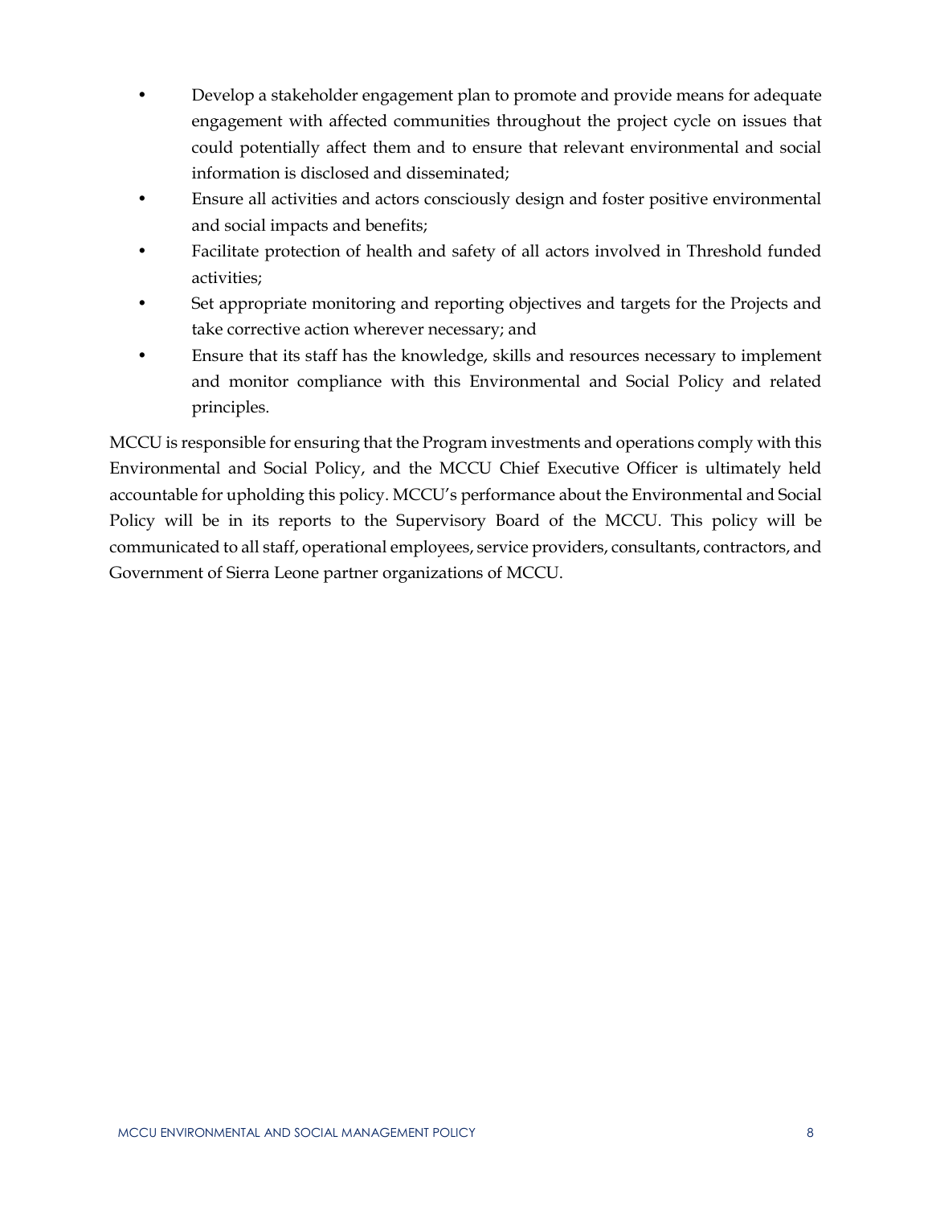- Develop a stakeholder engagement plan to promote and provide means for adequate engagement with affected communities throughout the project cycle on issues that could potentially affect them and to ensure that relevant environmental and social information is disclosed and disseminated;
- Ensure all activities and actors consciously design and foster positive environmental and social impacts and benefits;
- Facilitate protection of health and safety of all actors involved in Threshold funded activities;
- Set appropriate monitoring and reporting objectives and targets for the Projects and take corrective action wherever necessary; and
- Ensure that its staff has the knowledge, skills and resources necessary to implement and monitor compliance with this Environmental and Social Policy and related principles.

MCCU is responsible for ensuring that the Program investments and operations comply with this Environmental and Social Policy, and the MCCU Chief Executive Officer is ultimately held accountable for upholding this policy. MCCU's performance about the Environmental and Social Policy will be in its reports to the Supervisory Board of the MCCU. This policy will be communicated to all staff, operational employees, service providers, consultants, contractors, and Government of Sierra Leone partner organizations of MCCU.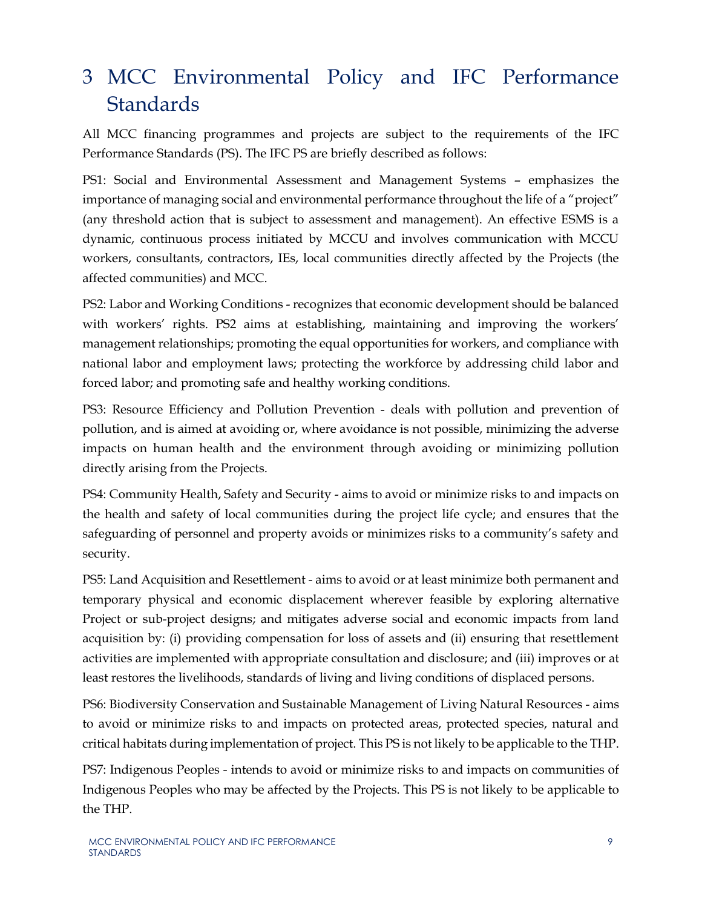# 3 MCC Environmental Policy and IFC Performance Standards

All MCC financing programmes and projects are subject to the requirements of the IFC Performance Standards (PS). The IFC PS are briefly described as follows:

PS1: Social and Environmental Assessment and Management Systems – emphasizes the importance of managing social and environmental performance throughout the life of a "project" (any threshold action that is subject to assessment and management). An effective ESMS is a dynamic, continuous process initiated by MCCU and involves communication with MCCU workers, consultants, contractors, IEs, local communities directly affected by the Projects (the affected communities) and MCC.

PS2: Labor and Working Conditions - recognizes that economic development should be balanced with workers' rights. PS2 aims at establishing, maintaining and improving the workers' management relationships; promoting the equal opportunities for workers, and compliance with national labor and employment laws; protecting the workforce by addressing child labor and forced labor; and promoting safe and healthy working conditions.

PS3: Resource Efficiency and Pollution Prevention - deals with pollution and prevention of pollution, and is aimed at avoiding or, where avoidance is not possible, minimizing the adverse impacts on human health and the environment through avoiding or minimizing pollution directly arising from the Projects.

PS4: Community Health, Safety and Security - aims to avoid or minimize risks to and impacts on the health and safety of local communities during the project life cycle; and ensures that the safeguarding of personnel and property avoids or minimizes risks to a community's safety and security.

PS5: Land Acquisition and Resettlement - aims to avoid or at least minimize both permanent and temporary physical and economic displacement wherever feasible by exploring alternative Project or sub-project designs; and mitigates adverse social and economic impacts from land acquisition by: (i) providing compensation for loss of assets and (ii) ensuring that resettlement activities are implemented with appropriate consultation and disclosure; and (iii) improves or at least restores the livelihoods, standards of living and living conditions of displaced persons.

PS6: Biodiversity Conservation and Sustainable Management of Living Natural Resources - aims to avoid or minimize risks to and impacts on protected areas, protected species, natural and critical habitats during implementation of project. This PS is not likely to be applicable to the THP.

PS7: Indigenous Peoples - intends to avoid or minimize risks to and impacts on communities of Indigenous Peoples who may be affected by the Projects. This PS is not likely to be applicable to the THP.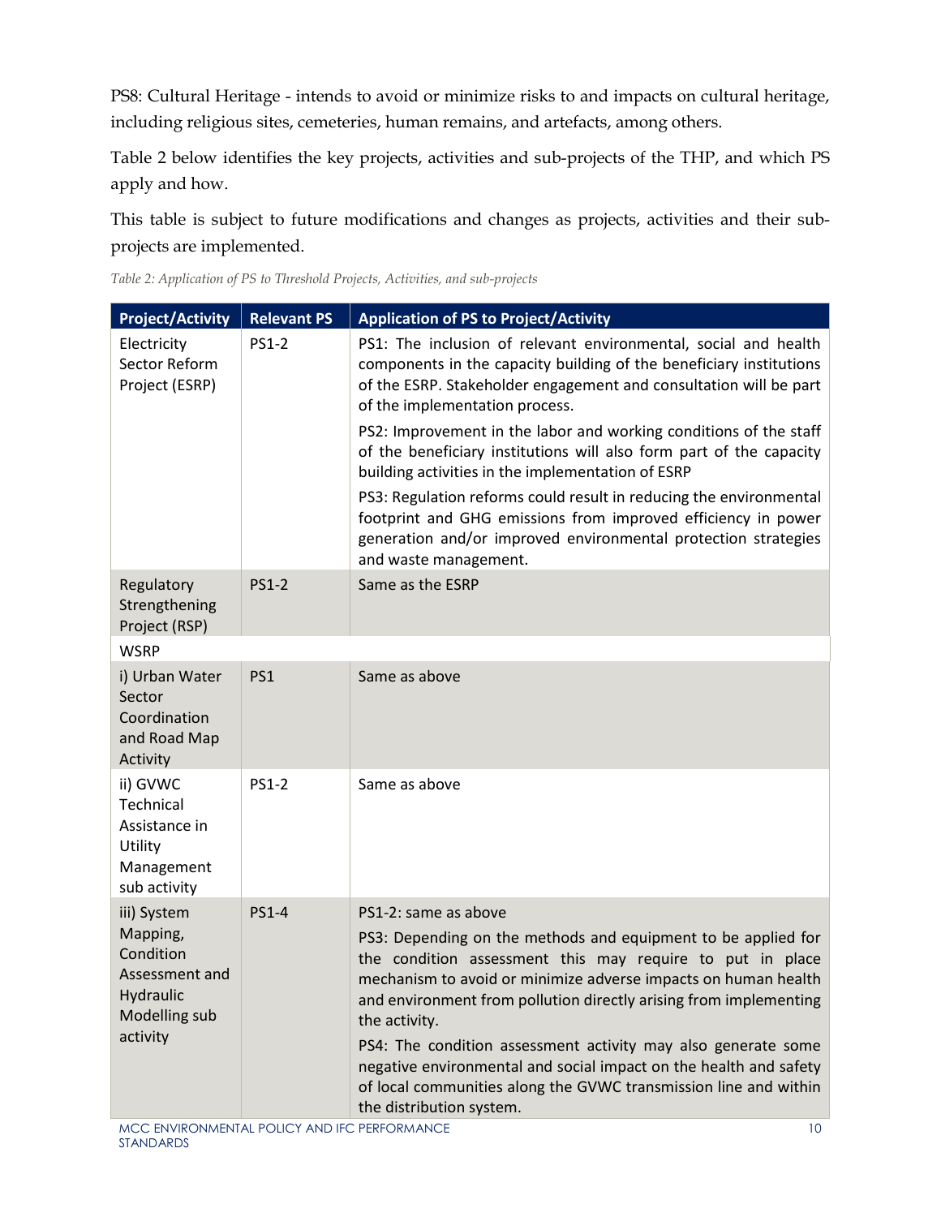PS8: Cultural Heritage - intends to avoid or minimize risks to and impacts on cultural heritage, including religious sites, cemeteries, human remains, and artefacts, among others.

Table 2 below identifies the key projects, activities and sub-projects of the THP, and which PS apply and how.

This table is subject to future modifications and changes as projects, activities and their sub-projects are implemented.

*Table 2: Application of PS to Threshold Projects, Activities, and sub-projects*

| Project/Activity | Relevant PS | Application of PS to Project/Activity |
|---|---|---|
| Electricity Sector Reform Project (ESRP) | PS1-2 | PS1: The inclusion of relevant environmental, social and health components in the capacity building of the beneficiary institutions of the ESRP. Stakeholder engagement and consultation will be part of the implementation process.<br><br>PS2: Improvement in the labor and working conditions of the staff of the beneficiary institutions will also form part of the capacity building activities in the implementation of ESRP<br><br>PS3: Regulation reforms could result in reducing the environmental footprint and GHG emissions from improved efficiency in power generation and/or improved environmental protection strategies and waste management. |
| Regulatory Strengthening Project (RSP) | PS1-2 | Same as the ESRP |
| WSRP | | |
| i) Urban Water Sector Coordination and Road Map Activity | PS1 | Same as above |
| ii) GVWC Technical Assistance in Utility Management sub activity | PS1-2 | Same as above |
| iii) System Mapping, Condition Assessment and Hydraulic Modelling sub activity | PS1-4 | PS1-2: same as above<br><br>PS3: Depending on the methods and equipment to be applied for the condition assessment this may require to put in place mechanism to avoid or minimize adverse impacts on human health and environment from pollution directly arising from implementing the activity.<br><br>PS4: The condition assessment activity may also generate some negative environmental and social impact on the health and safety of local communities along the GVWC transmission line and within the distribution system. |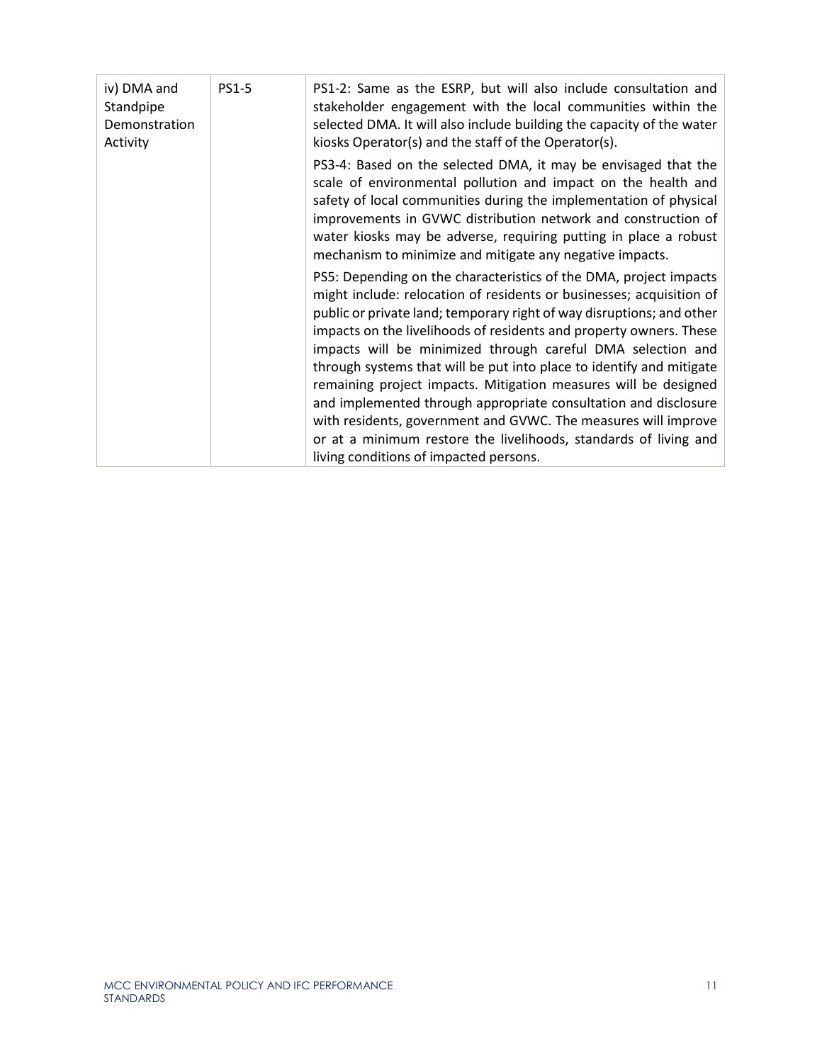| | | |
|---|---|---|
| iv) DMA and Standpipe Demonstration Activity | PS1-5 | PS1-2: Same as the ESRP, but will also include consultation and stakeholder engagement with the local communities within the selected DMA. It will also include building the capacity of the water kiosks Operator(s) and the staff of the Operator(s).<br><br>PS3-4: Based on the selected DMA, it may be envisaged that the scale of environmental pollution and impact on the health and safety of local communities during the implementation of physical improvements in GVWC distribution network and construction of water kiosks may be adverse, requiring putting in place a robust mechanism to minimize and mitigate any negative impacts.<br><br>PS5: Depending on the characteristics of the DMA, project impacts might include: relocation of residents or businesses; acquisition of public or private land; temporary right of way disruptions; and other impacts on the livelihoods of residents and property owners. These impacts will be minimized through careful DMA selection and through systems that will be put into place to identify and mitigate remaining project impacts. Mitigation measures will be designed and implemented through appropriate consultation and disclosure with residents, government and GVWC. The measures will improve or at a minimum restore the livelihoods, standards of living and living conditions of impacted persons. |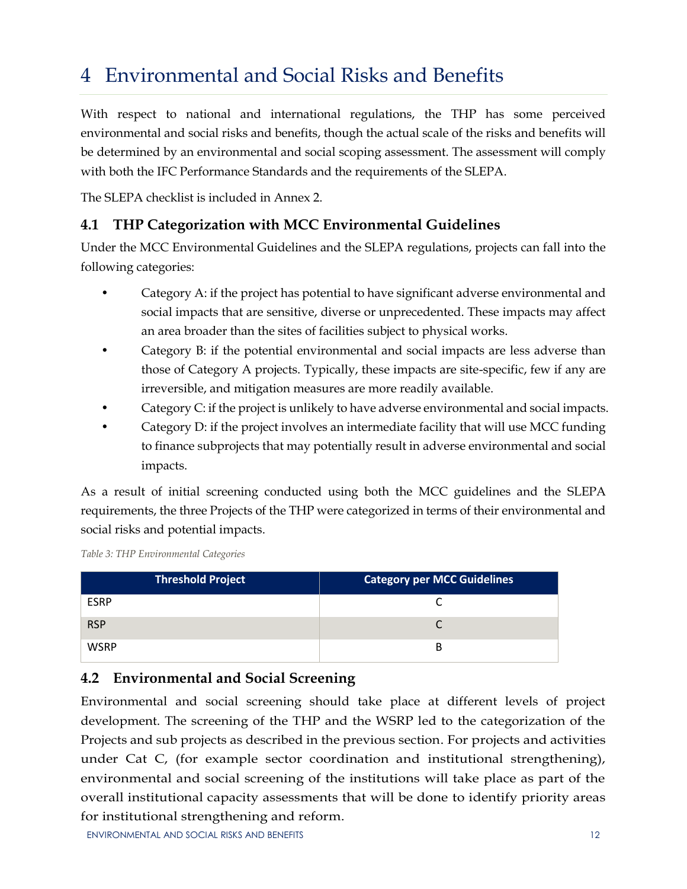# 4 Environmental and Social Risks and Benefits

With respect to national and international regulations, the THP has some perceived environmental and social risks and benefits, though the actual scale of the risks and benefits will be determined by an environmental and social scoping assessment. The assessment will comply with both the IFC Performance Standards and the requirements of the SLEPA.

The SLEPA checklist is included in Annex 2.

## 4.1 THP Categorization with MCC Environmental Guidelines

Under the MCC Environmental Guidelines and the SLEPA regulations, projects can fall into the following categories:

- Category A: if the project has potential to have significant adverse environmental and social impacts that are sensitive, diverse or unprecedented. These impacts may affect an area broader than the sites of facilities subject to physical works.
- Category B: if the potential environmental and social impacts are less adverse than those of Category A projects. Typically, these impacts are site-specific, few if any are irreversible, and mitigation measures are more readily available.
- Category C: if the project is unlikely to have adverse environmental and social impacts.
- Category D: if the project involves an intermediate facility that will use MCC funding to finance subprojects that may potentially result in adverse environmental and social impacts.

As a result of initial screening conducted using both the MCC guidelines and the SLEPA requirements, the three Projects of the THP were categorized in terms of their environmental and social risks and potential impacts.

*Table 3: THP Environmental Categories*

| Threshold Project | Category per MCC Guidelines |
|---|---|
| ESRP | C |
| RSP | C |
| WSRP | B |

## 4.2 Environmental and Social Screening

Environmental and social screening should take place at different levels of project development. The screening of the THP and the WSRP led to the categorization of the Projects and sub projects as described in the previous section. For projects and activities under Cat C, (for example sector coordination and institutional strengthening), environmental and social screening of the institutions will take place as part of the overall institutional capacity assessments that will be done to identify priority areas for institutional strengthening and reform.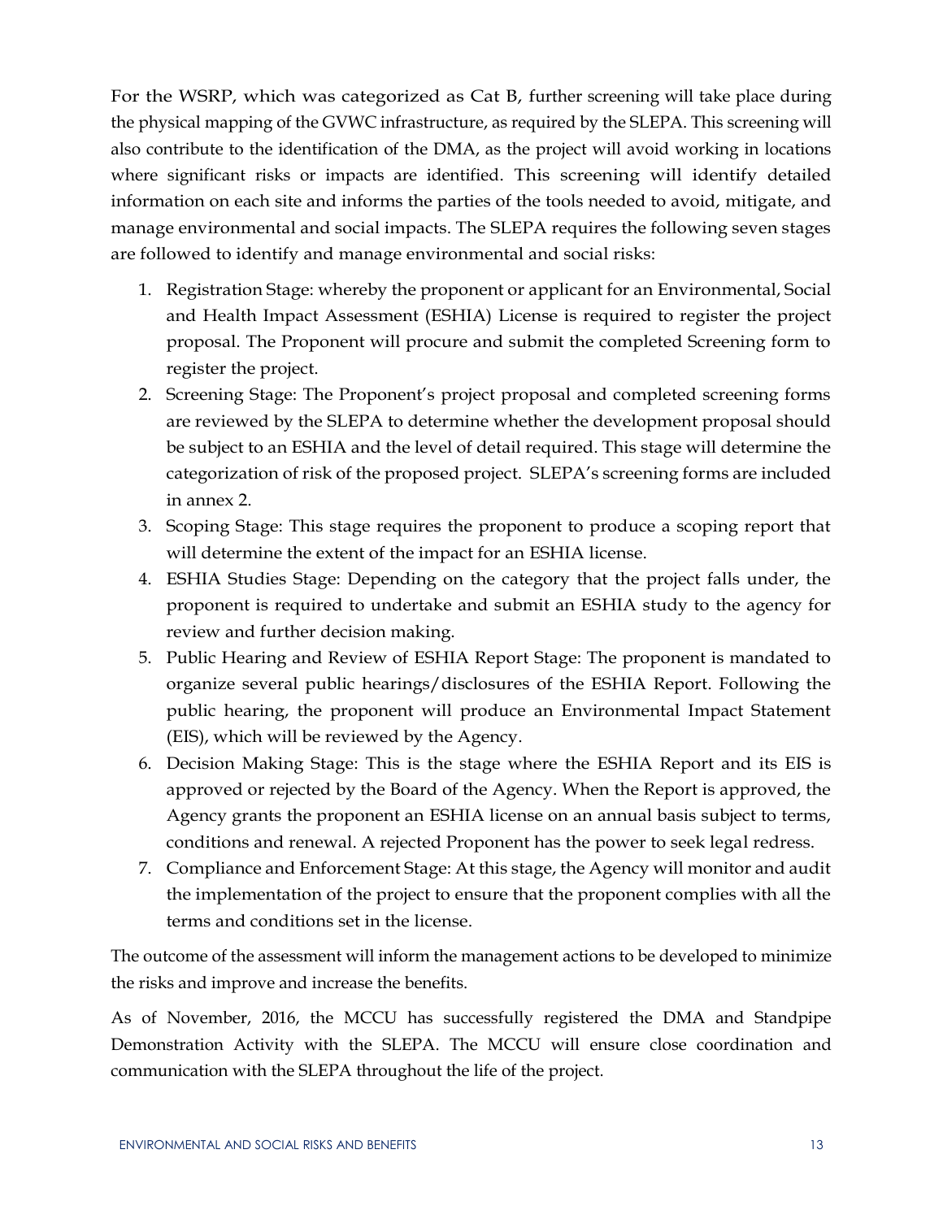For the WSRP, which was categorized as Cat B, further screening will take place during the physical mapping of the GVWC infrastructure, as required by the SLEPA. This screening will also contribute to the identification of the DMA, as the project will avoid working in locations where significant risks or impacts are identified. This screening will identify detailed information on each site and informs the parties of the tools needed to avoid, mitigate, and manage environmental and social impacts. The SLEPA requires the following seven stages are followed to identify and manage environmental and social risks:

1. Registration Stage: whereby the proponent or applicant for an Environmental, Social and Health Impact Assessment (ESHIA) License is required to register the project proposal. The Proponent will procure and submit the completed Screening form to register the project.
2. Screening Stage: The Proponent's project proposal and completed screening forms are reviewed by the SLEPA to determine whether the development proposal should be subject to an ESHIA and the level of detail required. This stage will determine the categorization of risk of the proposed project. SLEPA's screening forms are included in annex 2.
3. Scoping Stage: This stage requires the proponent to produce a scoping report that will determine the extent of the impact for an ESHIA license.
4. ESHIA Studies Stage: Depending on the category that the project falls under, the proponent is required to undertake and submit an ESHIA study to the agency for review and further decision making.
5. Public Hearing and Review of ESHIA Report Stage: The proponent is mandated to organize several public hearings/disclosures of the ESHIA Report. Following the public hearing, the proponent will produce an Environmental Impact Statement (EIS), which will be reviewed by the Agency.
6. Decision Making Stage: This is the stage where the ESHIA Report and its EIS is approved or rejected by the Board of the Agency. When the Report is approved, the Agency grants the proponent an ESHIA license on an annual basis subject to terms, conditions and renewal. A rejected Proponent has the power to seek legal redress.
7. Compliance and Enforcement Stage: At this stage, the Agency will monitor and audit the implementation of the project to ensure that the proponent complies with all the terms and conditions set in the license.

The outcome of the assessment will inform the management actions to be developed to minimize the risks and improve and increase the benefits.

As of November, 2016, the MCCU has successfully registered the DMA and Standpipe Demonstration Activity with the SLEPA. The MCCU will ensure close coordination and communication with the SLEPA throughout the life of the project.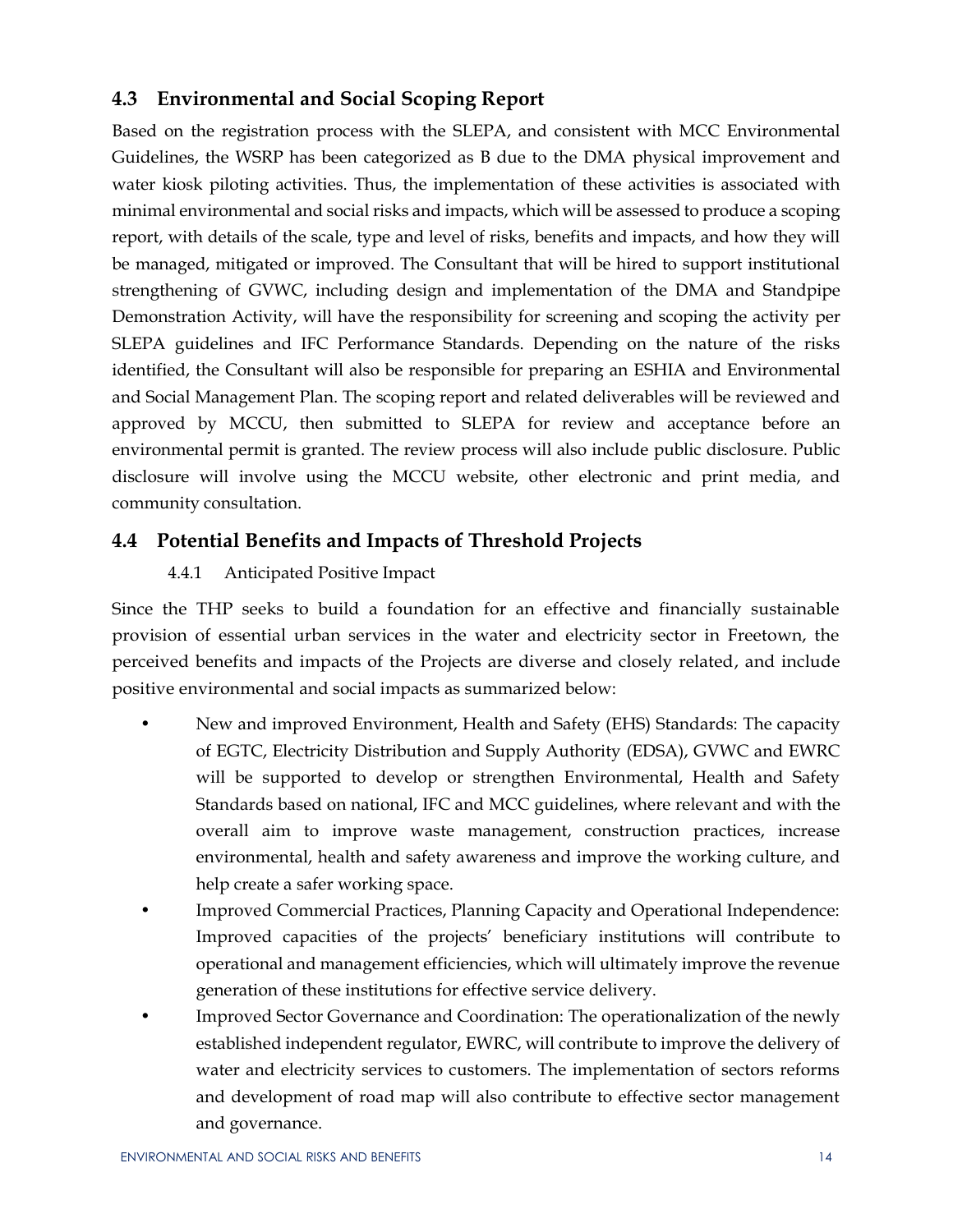## 4.3 Environmental and Social Scoping Report

Based on the registration process with the SLEPA, and consistent with MCC Environmental Guidelines, the WSRP has been categorized as B due to the DMA physical improvement and water kiosk piloting activities. Thus, the implementation of these activities is associated with minimal environmental and social risks and impacts, which will be assessed to produce a scoping report, with details of the scale, type and level of risks, benefits and impacts, and how they will be managed, mitigated or improved. The Consultant that will be hired to support institutional strengthening of GVWC, including design and implementation of the DMA and Standpipe Demonstration Activity, will have the responsibility for screening and scoping the activity per SLEPA guidelines and IFC Performance Standards. Depending on the nature of the risks identified, the Consultant will also be responsible for preparing an ESHIA and Environmental and Social Management Plan. The scoping report and related deliverables will be reviewed and approved by MCCU, then submitted to SLEPA for review and acceptance before an environmental permit is granted. The review process will also include public disclosure. Public disclosure will involve using the MCCU website, other electronic and print media, and community consultation.

## 4.4 Potential Benefits and Impacts of Threshold Projects

### 4.4.1 Anticipated Positive Impact

Since the THP seeks to build a foundation for an effective and financially sustainable provision of essential urban services in the water and electricity sector in Freetown, the perceived benefits and impacts of the Projects are diverse and closely related, and include positive environmental and social impacts as summarized below:

- New and improved Environment, Health and Safety (EHS) Standards: The capacity of EGTC, Electricity Distribution and Supply Authority (EDSA), GVWC and EWRC will be supported to develop or strengthen Environmental, Health and Safety Standards based on national, IFC and MCC guidelines, where relevant and with the overall aim to improve waste management, construction practices, increase environmental, health and safety awareness and improve the working culture, and help create a safer working space.
- Improved Commercial Practices, Planning Capacity and Operational Independence: Improved capacities of the projects' beneficiary institutions will contribute to operational and management efficiencies, which will ultimately improve the revenue generation of these institutions for effective service delivery.
- Improved Sector Governance and Coordination: The operationalization of the newly established independent regulator, EWRC, will contribute to improve the delivery of water and electricity services to customers. The implementation of sectors reforms and development of road map will also contribute to effective sector management and governance.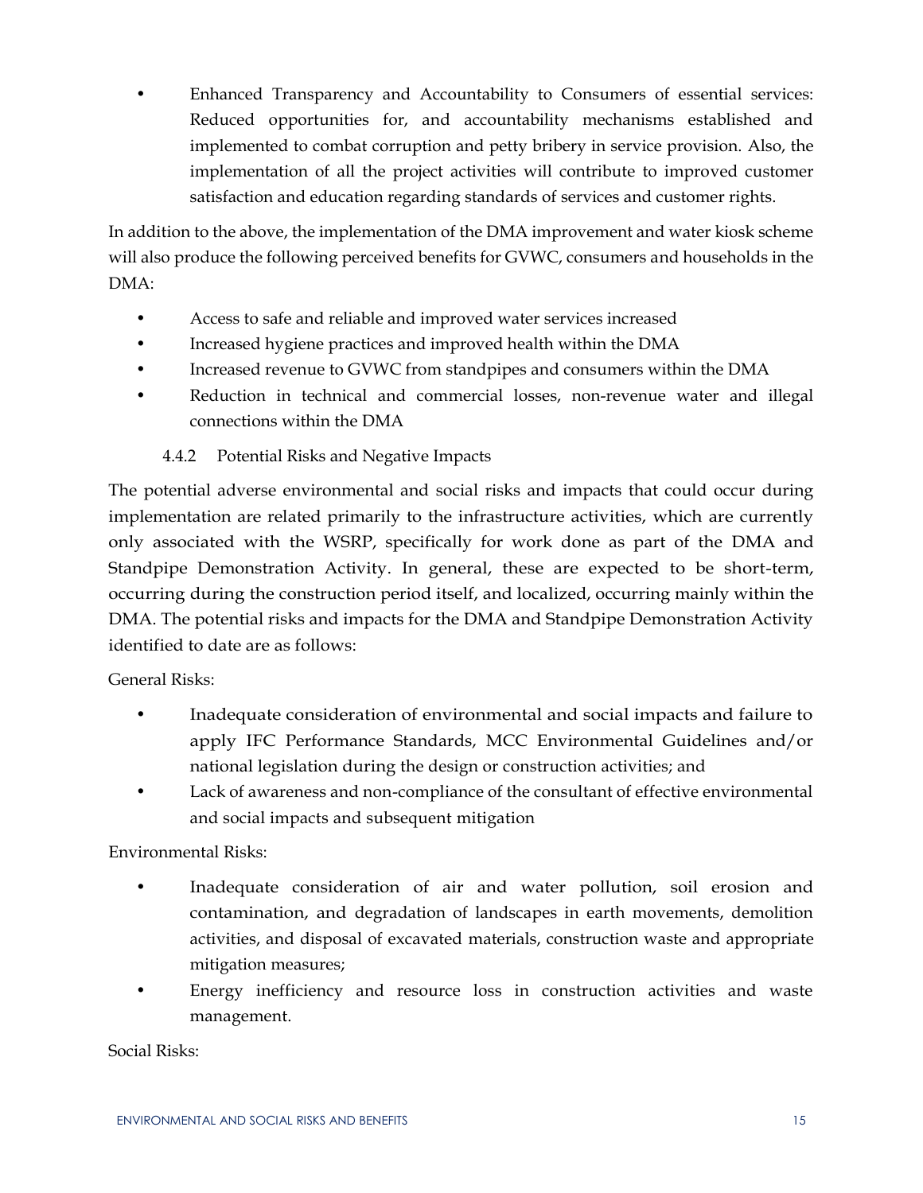- Enhanced Transparency and Accountability to Consumers of essential services: Reduced opportunities for, and accountability mechanisms established and implemented to combat corruption and petty bribery in service provision. Also, the implementation of all the project activities will contribute to improved customer satisfaction and education regarding standards of services and customer rights.

In addition to the above, the implementation of the DMA improvement and water kiosk scheme will also produce the following perceived benefits for GVWC, consumers and households in the DMA:

- Access to safe and reliable and improved water services increased
- Increased hygiene practices and improved health within the DMA
- Increased revenue to GVWC from standpipes and consumers within the DMA
- Reduction in technical and commercial losses, non-revenue water and illegal connections within the DMA

### 4.4.2 Potential Risks and Negative Impacts

The potential adverse environmental and social risks and impacts that could occur during implementation are related primarily to the infrastructure activities, which are currently only associated with the WSRP, specifically for work done as part of the DMA and Standpipe Demonstration Activity. In general, these are expected to be short-term, occurring during the construction period itself, and localized, occurring mainly within the DMA. The potential risks and impacts for the DMA and Standpipe Demonstration Activity identified to date are as follows:

General Risks:

- Inadequate consideration of environmental and social impacts and failure to apply IFC Performance Standards, MCC Environmental Guidelines and/or national legislation during the design or construction activities; and
- Lack of awareness and non-compliance of the consultant of effective environmental and social impacts and subsequent mitigation

Environmental Risks:

- Inadequate consideration of air and water pollution, soil erosion and contamination, and degradation of landscapes in earth movements, demolition activities, and disposal of excavated materials, construction waste and appropriate mitigation measures;
- Energy inefficiency and resource loss in construction activities and waste management.

Social Risks: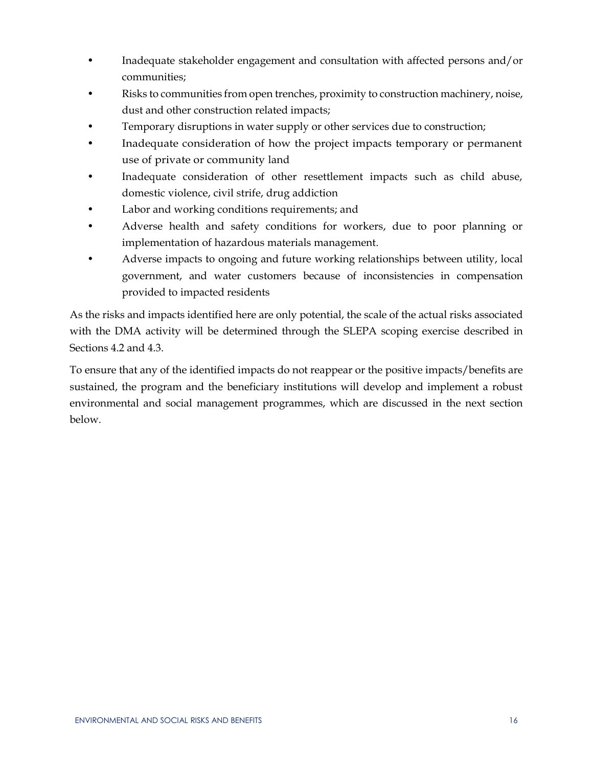- Inadequate stakeholder engagement and consultation with affected persons and/or communities;
- Risks to communities from open trenches, proximity to construction machinery, noise, dust and other construction related impacts;
- Temporary disruptions in water supply or other services due to construction;
- Inadequate consideration of how the project impacts temporary or permanent use of private or community land
- Inadequate consideration of other resettlement impacts such as child abuse, domestic violence, civil strife, drug addiction
- Labor and working conditions requirements; and
- Adverse health and safety conditions for workers, due to poor planning or implementation of hazardous materials management.
- Adverse impacts to ongoing and future working relationships between utility, local government, and water customers because of inconsistencies in compensation provided to impacted residents

As the risks and impacts identified here are only potential, the scale of the actual risks associated with the DMA activity will be determined through the SLEPA scoping exercise described in Sections 4.2 and 4.3.

To ensure that any of the identified impacts do not reappear or the positive impacts/benefits are sustained, the program and the beneficiary institutions will develop and implement a robust environmental and social management programmes, which are discussed in the next section below.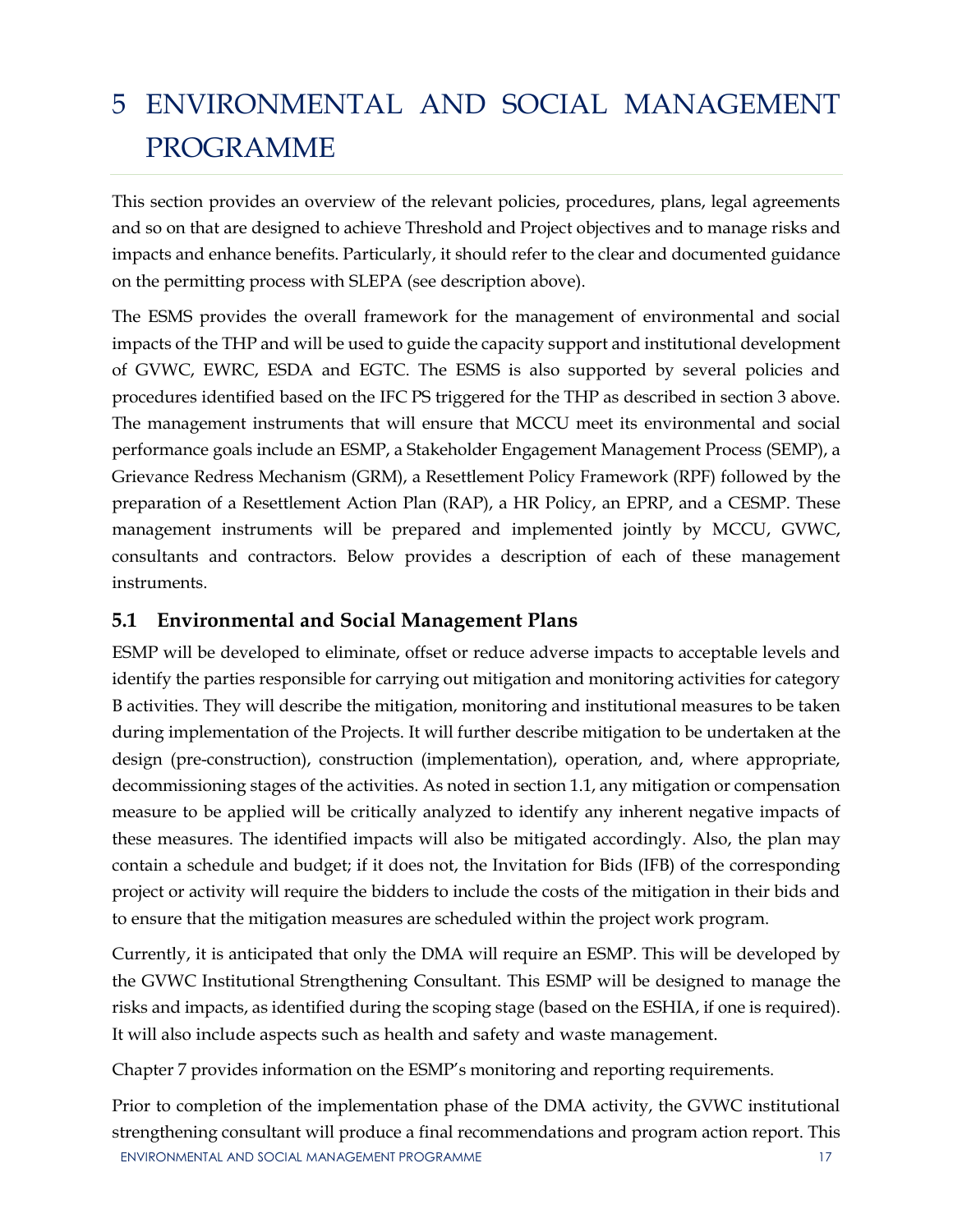# 5 ENVIRONMENTAL AND SOCIAL MANAGEMENT PROGRAMME

This section provides an overview of the relevant policies, procedures, plans, legal agreements and so on that are designed to achieve Threshold and Project objectives and to manage risks and impacts and enhance benefits. Particularly, it should refer to the clear and documented guidance on the permitting process with SLEPA (see description above).

The ESMS provides the overall framework for the management of environmental and social impacts of the THP and will be used to guide the capacity support and institutional development of GVWC, EWRC, ESDA and EGTC. The ESMS is also supported by several policies and procedures identified based on the IFC PS triggered for the THP as described in section 3 above. The management instruments that will ensure that MCCU meet its environmental and social performance goals include an ESMP, a Stakeholder Engagement Management Process (SEMP), a Grievance Redress Mechanism (GRM), a Resettlement Policy Framework (RPF) followed by the preparation of a Resettlement Action Plan (RAP), a HR Policy, an EPRP, and a CESMP. These management instruments will be prepared and implemented jointly by MCCU, GVWC, consultants and contractors. Below provides a description of each of these management instruments.

## 5.1 Environmental and Social Management Plans

ESMP will be developed to eliminate, offset or reduce adverse impacts to acceptable levels and identify the parties responsible for carrying out mitigation and monitoring activities for category B activities. They will describe the mitigation, monitoring and institutional measures to be taken during implementation of the Projects. It will further describe mitigation to be undertaken at the design (pre-construction), construction (implementation), operation, and, where appropriate, decommissioning stages of the activities. As noted in section 1.1, any mitigation or compensation measure to be applied will be critically analyzed to identify any inherent negative impacts of these measures. The identified impacts will also be mitigated accordingly. Also, the plan may contain a schedule and budget; if it does not, the Invitation for Bids (IFB) of the corresponding project or activity will require the bidders to include the costs of the mitigation in their bids and to ensure that the mitigation measures are scheduled within the project work program.

Currently, it is anticipated that only the DMA will require an ESMP. This will be developed by the GVWC Institutional Strengthening Consultant. This ESMP will be designed to manage the risks and impacts, as identified during the scoping stage (based on the ESHIA, if one is required). It will also include aspects such as health and safety and waste management.

Chapter 7 provides information on the ESMP's monitoring and reporting requirements.

Prior to completion of the implementation phase of the DMA activity, the GVWC institutional strengthening consultant will produce a final recommendations and program action report. This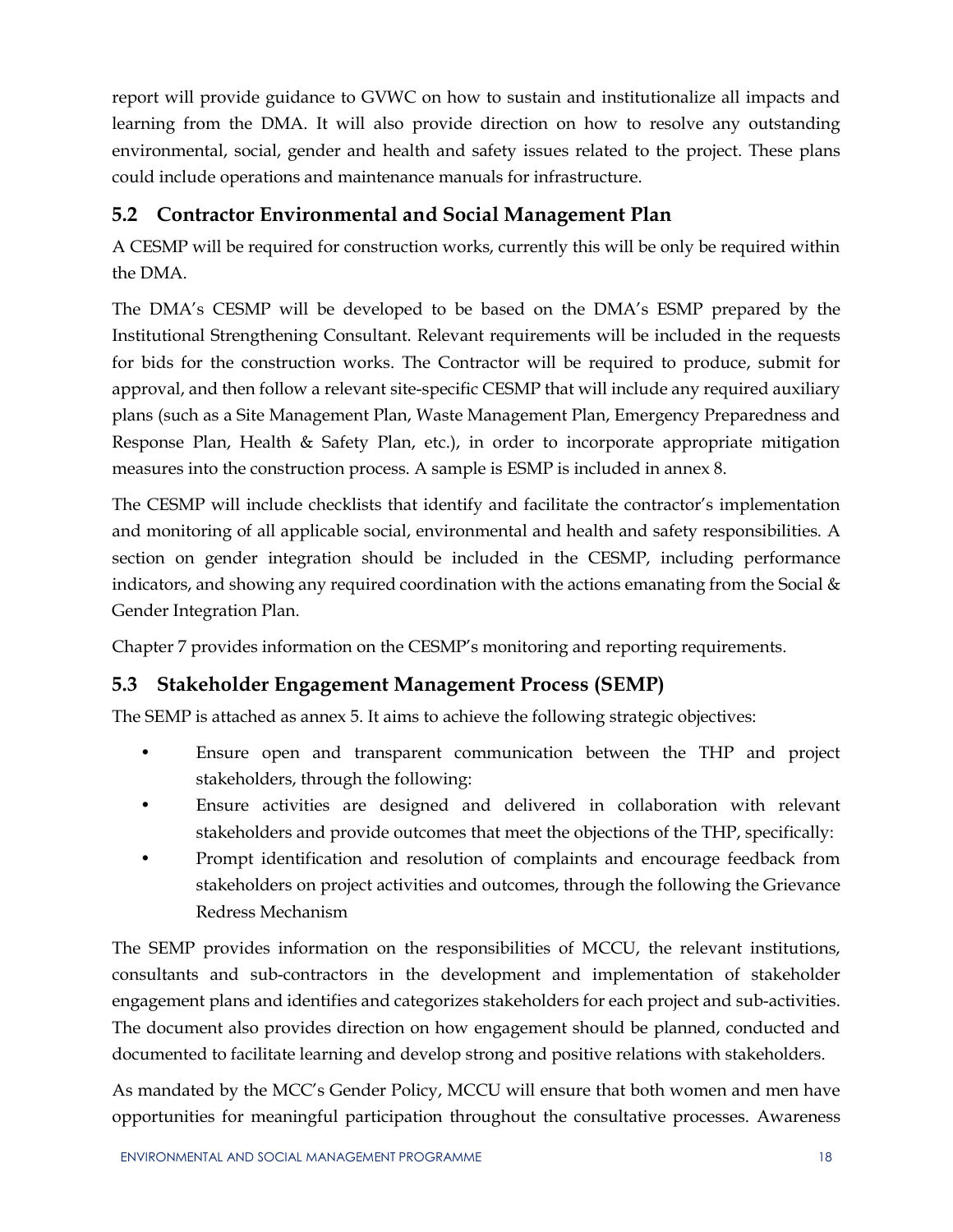report will provide guidance to GVWC on how to sustain and institutionalize all impacts and learning from the DMA. It will also provide direction on how to resolve any outstanding environmental, social, gender and health and safety issues related to the project. These plans could include operations and maintenance manuals for infrastructure.

## 5.2 Contractor Environmental and Social Management Plan

A CESMP will be required for construction works, currently this will be only be required within the DMA.

The DMA's CESMP will be developed to be based on the DMA's ESMP prepared by the Institutional Strengthening Consultant. Relevant requirements will be included in the requests for bids for the construction works. The Contractor will be required to produce, submit for approval, and then follow a relevant site-specific CESMP that will include any required auxiliary plans (such as a Site Management Plan, Waste Management Plan, Emergency Preparedness and Response Plan, Health & Safety Plan, etc.), in order to incorporate appropriate mitigation measures into the construction process. A sample is ESMP is included in annex 8.

The CESMP will include checklists that identify and facilitate the contractor's implementation and monitoring of all applicable social, environmental and health and safety responsibilities. A section on gender integration should be included in the CESMP, including performance indicators, and showing any required coordination with the actions emanating from the Social & Gender Integration Plan.

Chapter 7 provides information on the CESMP's monitoring and reporting requirements.

## 5.3 Stakeholder Engagement Management Process (SEMP)

The SEMP is attached as annex 5. It aims to achieve the following strategic objectives:

- Ensure open and transparent communication between the THP and project stakeholders, through the following:
- Ensure activities are designed and delivered in collaboration with relevant stakeholders and provide outcomes that meet the objections of the THP, specifically:
- Prompt identification and resolution of complaints and encourage feedback from stakeholders on project activities and outcomes, through the following the Grievance Redress Mechanism

The SEMP provides information on the responsibilities of MCCU, the relevant institutions, consultants and sub-contractors in the development and implementation of stakeholder engagement plans and identifies and categorizes stakeholders for each project and sub-activities. The document also provides direction on how engagement should be planned, conducted and documented to facilitate learning and develop strong and positive relations with stakeholders.

As mandated by the MCC's Gender Policy, MCCU will ensure that both women and men have opportunities for meaningful participation throughout the consultative processes. Awareness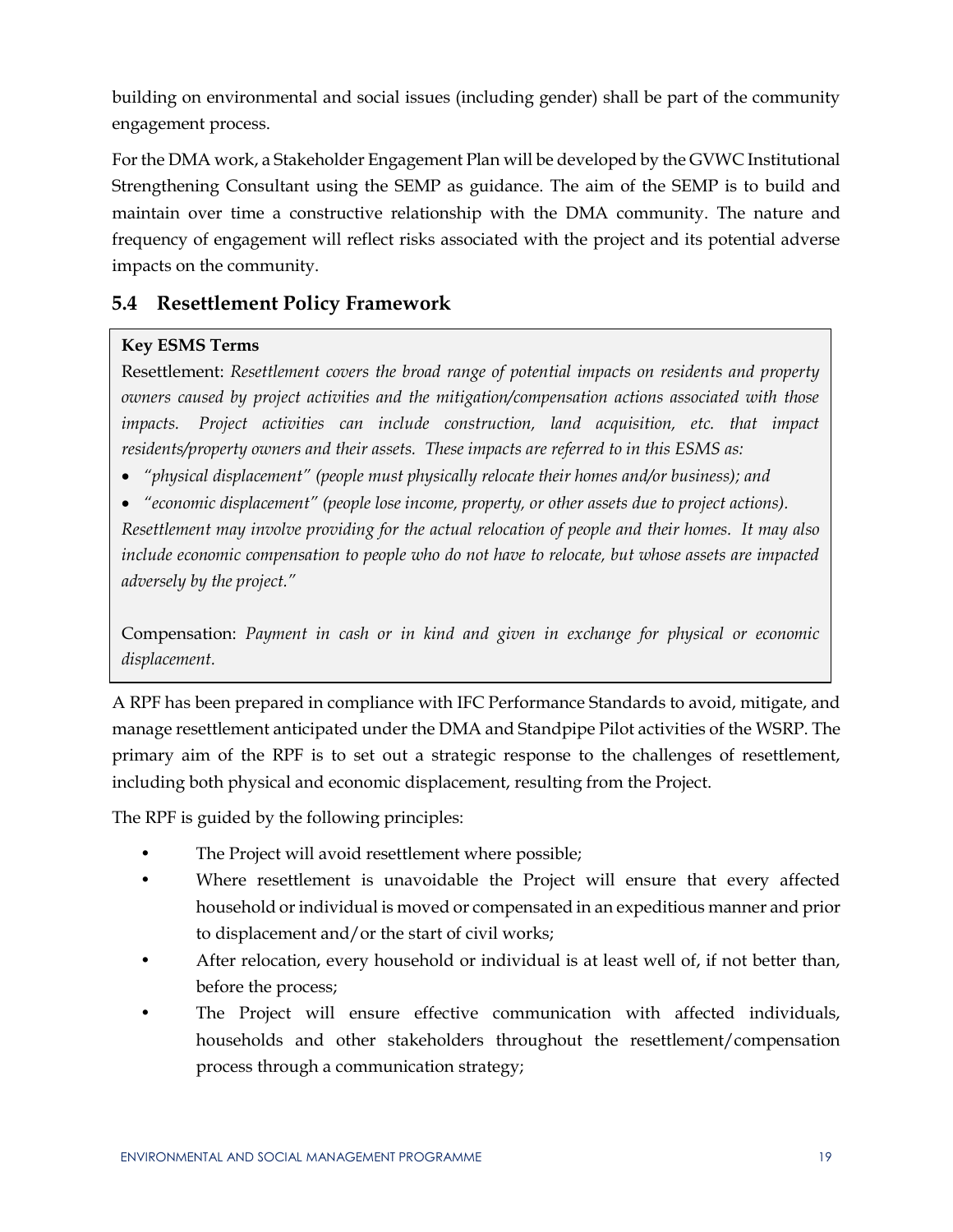building on environmental and social issues (including gender) shall be part of the community engagement process.

For the DMA work, a Stakeholder Engagement Plan will be developed by the GVWC Institutional Strengthening Consultant using the SEMP as guidance. The aim of the SEMP is to build and maintain over time a constructive relationship with the DMA community. The nature and frequency of engagement will reflect risks associated with the project and its potential adverse impacts on the community.

## 5.4 Resettlement Policy Framework

> **Key ESMS Terms**
>
> Resettlement: *Resettlement covers the broad range of potential impacts on residents and property owners caused by project activities and the mitigation/compensation actions associated with those impacts. Project activities can include construction, land acquisition, etc. that impact residents/property owners and their assets. These impacts are referred to in this ESMS as:*
>
> - *"physical displacement" (people must physically relocate their homes and/or business); and*
> - *"economic displacement" (people lose income, property, or other assets due to project actions).*
>
> *Resettlement may involve providing for the actual relocation of people and their homes. It may also include economic compensation to people who do not have to relocate, but whose assets are impacted adversely by the project."*
>
> Compensation: *Payment in cash or in kind and given in exchange for physical or economic displacement.*

A RPF has been prepared in compliance with IFC Performance Standards to avoid, mitigate, and manage resettlement anticipated under the DMA and Standpipe Pilot activities of the WSRP. The primary aim of the RPF is to set out a strategic response to the challenges of resettlement, including both physical and economic displacement, resulting from the Project.

The RPF is guided by the following principles:

- The Project will avoid resettlement where possible;
- Where resettlement is unavoidable the Project will ensure that every affected household or individual is moved or compensated in an expeditious manner and prior to displacement and/or the start of civil works;
- After relocation, every household or individual is at least well of, if not better than, before the process;
- The Project will ensure effective communication with affected individuals, households and other stakeholders throughout the resettlement/compensation process through a communication strategy;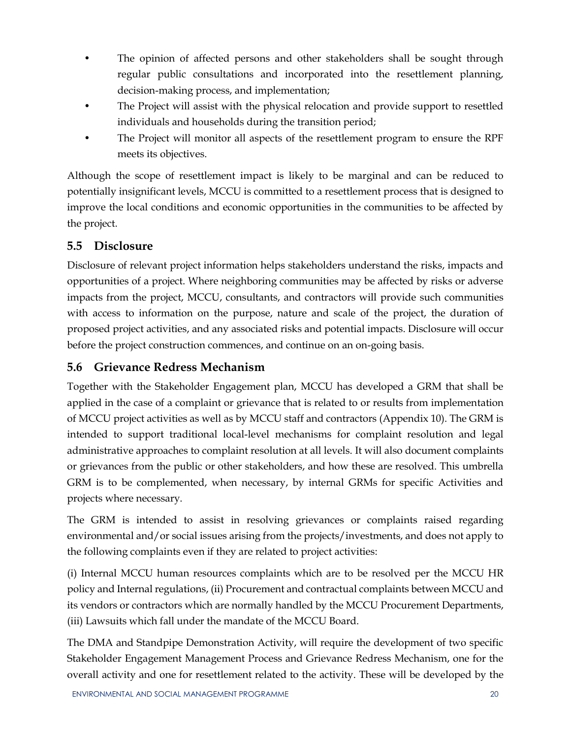- The opinion of affected persons and other stakeholders shall be sought through regular public consultations and incorporated into the resettlement planning, decision-making process, and implementation;
- The Project will assist with the physical relocation and provide support to resettled individuals and households during the transition period;
- The Project will monitor all aspects of the resettlement program to ensure the RPF meets its objectives.

Although the scope of resettlement impact is likely to be marginal and can be reduced to potentially insignificant levels, MCCU is committed to a resettlement process that is designed to improve the local conditions and economic opportunities in the communities to be affected by the project.

## 5.5 Disclosure

Disclosure of relevant project information helps stakeholders understand the risks, impacts and opportunities of a project. Where neighboring communities may be affected by risks or adverse impacts from the project, MCCU, consultants, and contractors will provide such communities with access to information on the purpose, nature and scale of the project, the duration of proposed project activities, and any associated risks and potential impacts. Disclosure will occur before the project construction commences, and continue on an on-going basis.

## 5.6 Grievance Redress Mechanism

Together with the Stakeholder Engagement plan, MCCU has developed a GRM that shall be applied in the case of a complaint or grievance that is related to or results from implementation of MCCU project activities as well as by MCCU staff and contractors (Appendix 10). The GRM is intended to support traditional local-level mechanisms for complaint resolution and legal administrative approaches to complaint resolution at all levels. It will also document complaints or grievances from the public or other stakeholders, and how these are resolved. This umbrella GRM is to be complemented, when necessary, by internal GRMs for specific Activities and projects where necessary.

The GRM is intended to assist in resolving grievances or complaints raised regarding environmental and/or social issues arising from the projects/investments, and does not apply to the following complaints even if they are related to project activities:

(i) Internal MCCU human resources complaints which are to be resolved per the MCCU HR policy and Internal regulations, (ii) Procurement and contractual complaints between MCCU and its vendors or contractors which are normally handled by the MCCU Procurement Departments, (iii) Lawsuits which fall under the mandate of the MCCU Board.

The DMA and Standpipe Demonstration Activity, will require the development of two specific Stakeholder Engagement Management Process and Grievance Redress Mechanism, one for the overall activity and one for resettlement related to the activity. These will be developed by the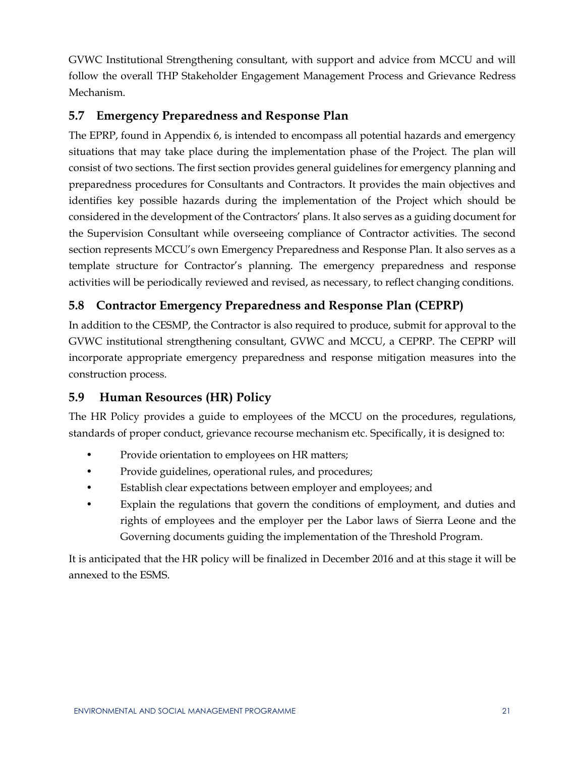GVWC Institutional Strengthening consultant, with support and advice from MCCU and will follow the overall THP Stakeholder Engagement Management Process and Grievance Redress Mechanism.

## 5.7 Emergency Preparedness and Response Plan

The EPRP, found in Appendix 6, is intended to encompass all potential hazards and emergency situations that may take place during the implementation phase of the Project. The plan will consist of two sections. The first section provides general guidelines for emergency planning and preparedness procedures for Consultants and Contractors. It provides the main objectives and identifies key possible hazards during the implementation of the Project which should be considered in the development of the Contractors' plans. It also serves as a guiding document for the Supervision Consultant while overseeing compliance of Contractor activities. The second section represents MCCU's own Emergency Preparedness and Response Plan. It also serves as a template structure for Contractor's planning. The emergency preparedness and response activities will be periodically reviewed and revised, as necessary, to reflect changing conditions.

## 5.8 Contractor Emergency Preparedness and Response Plan (CEPRP)

In addition to the CESMP, the Contractor is also required to produce, submit for approval to the GVWC institutional strengthening consultant, GVWC and MCCU, a CEPRP. The CEPRP will incorporate appropriate emergency preparedness and response mitigation measures into the construction process.

## 5.9 Human Resources (HR) Policy

The HR Policy provides a guide to employees of the MCCU on the procedures, regulations, standards of proper conduct, grievance recourse mechanism etc. Specifically, it is designed to:

- Provide orientation to employees on HR matters;
- Provide guidelines, operational rules, and procedures;
- Establish clear expectations between employer and employees; and
- Explain the regulations that govern the conditions of employment, and duties and rights of employees and the employer per the Labor laws of Sierra Leone and the Governing documents guiding the implementation of the Threshold Program.

It is anticipated that the HR policy will be finalized in December 2016 and at this stage it will be annexed to the ESMS.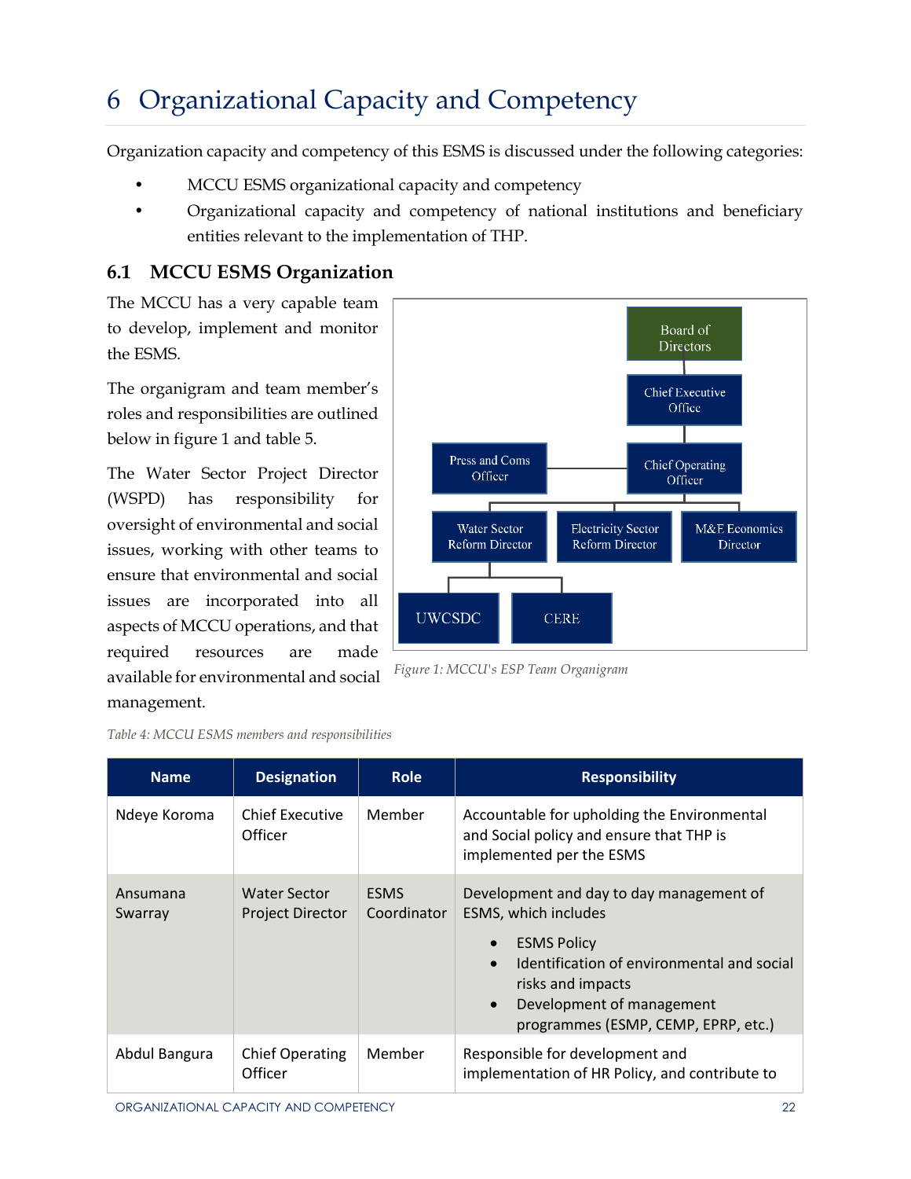# 6 Organizational Capacity and Competency

Organization capacity and competency of this ESMS is discussed under the following categories:

- MCCU ESMS organizational capacity and competency
- Organizational capacity and competency of national institutions and beneficiary entities relevant to the implementation of THP.

## 6.1 MCCU ESMS Organization

The MCCU has a very capable team to develop, implement and monitor the ESMS.

The organigram and team member's roles and responsibilities are outlined below in figure 1 and table 5.

The Water Sector Project Director (WSPD) has responsibility for oversight of environmental and social issues, working with other teams to ensure that environmental and social issues are incorporated into all aspects of MCCU operations, and that required resources are made available for environmental and social management.

Board of Directors

Chief Executive Office

Chief Operating Officer

Press and Coms Officer

Water Sector Reform Director

Electricity Sector Reform Director

M&E Economics Director

UWCSDC

CERE

*Figure 1: MCCU's ESP Team Organigram*

*Table 4: MCCU ESMS members and responsibilities*

| Name | Designation | Role | Responsibility |
|---|---|---|---|
| Ndeye Koroma | Chief Executive Officer | Member | Accountable for upholding the Environmental and Social policy and ensure that THP is implemented per the ESMS |
| Ansumana Swarray | Water Sector Project Director | ESMS Coordinator | Development and day to day management of ESMS, which includes<br>• ESMS Policy<br>• Identification of environmental and social risks and impacts<br>• Development of management programmes (ESMP, CEMP, EPRP, etc.) |
| Abdul Bangura | Chief Operating Officer | Member | Responsible for development and implementation of HR Policy, and contribute to |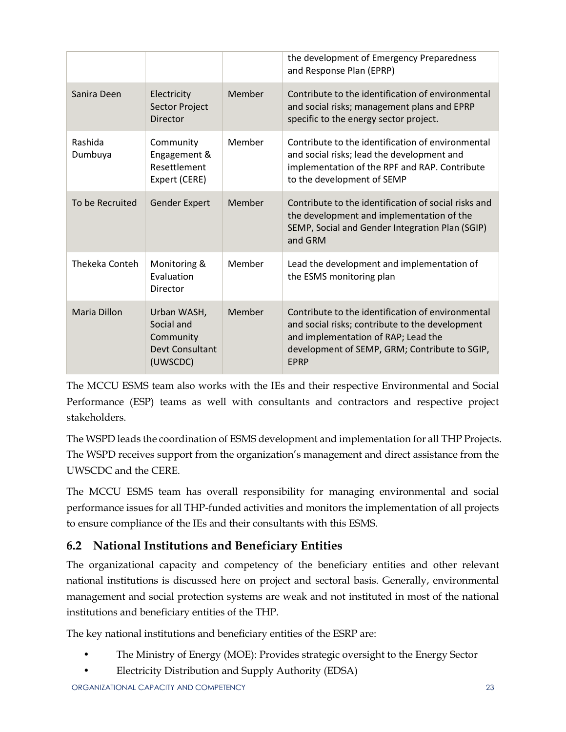| | | | the development of Emergency Preparedness and Response Plan (EPRP) |
|---|---|---|---|
| Sanira Deen | Electricity Sector Project Director | Member | Contribute to the identification of environmental and social risks; management plans and EPRP specific to the energy sector project. |
| Rashida Dumbuya | Community Engagement & Resettlement Expert (CERE) | Member | Contribute to the identification of environmental and social risks; lead the development and implementation of the RPF and RAP. Contribute to the development of SEMP |
| To be Recruited | Gender Expert | Member | Contribute to the identification of social risks and the development and implementation of the SEMP, Social and Gender Integration Plan (SGIP) and GRM |
| Thekeka Conteh | Monitoring & Evaluation Director | Member | Lead the development and implementation of the ESMS monitoring plan |
| Maria Dillon | Urban WASH, Social and Community Devt Consultant (UWSCDC) | Member | Contribute to the identification of environmental and social risks; contribute to the development and implementation of RAP; Lead the development of SEMP, GRM; Contribute to SGIP, EPRP |

The MCCU ESMS team also works with the IEs and their respective Environmental and Social Performance (ESP) teams as well with consultants and contractors and respective project stakeholders.

The WSPD leads the coordination of ESMS development and implementation for all THP Projects. The WSPD receives support from the organization's management and direct assistance from the UWSCDC and the CERE.

The MCCU ESMS team has overall responsibility for managing environmental and social performance issues for all THP-funded activities and monitors the implementation of all projects to ensure compliance of the IEs and their consultants with this ESMS.

## 6.2 National Institutions and Beneficiary Entities

The organizational capacity and competency of the beneficiary entities and other relevant national institutions is discussed here on project and sectoral basis. Generally, environmental management and social protection systems are weak and not instituted in most of the national institutions and beneficiary entities of the THP.

The key national institutions and beneficiary entities of the ESRP are:

- The Ministry of Energy (MOE): Provides strategic oversight to the Energy Sector
- Electricity Distribution and Supply Authority (EDSA)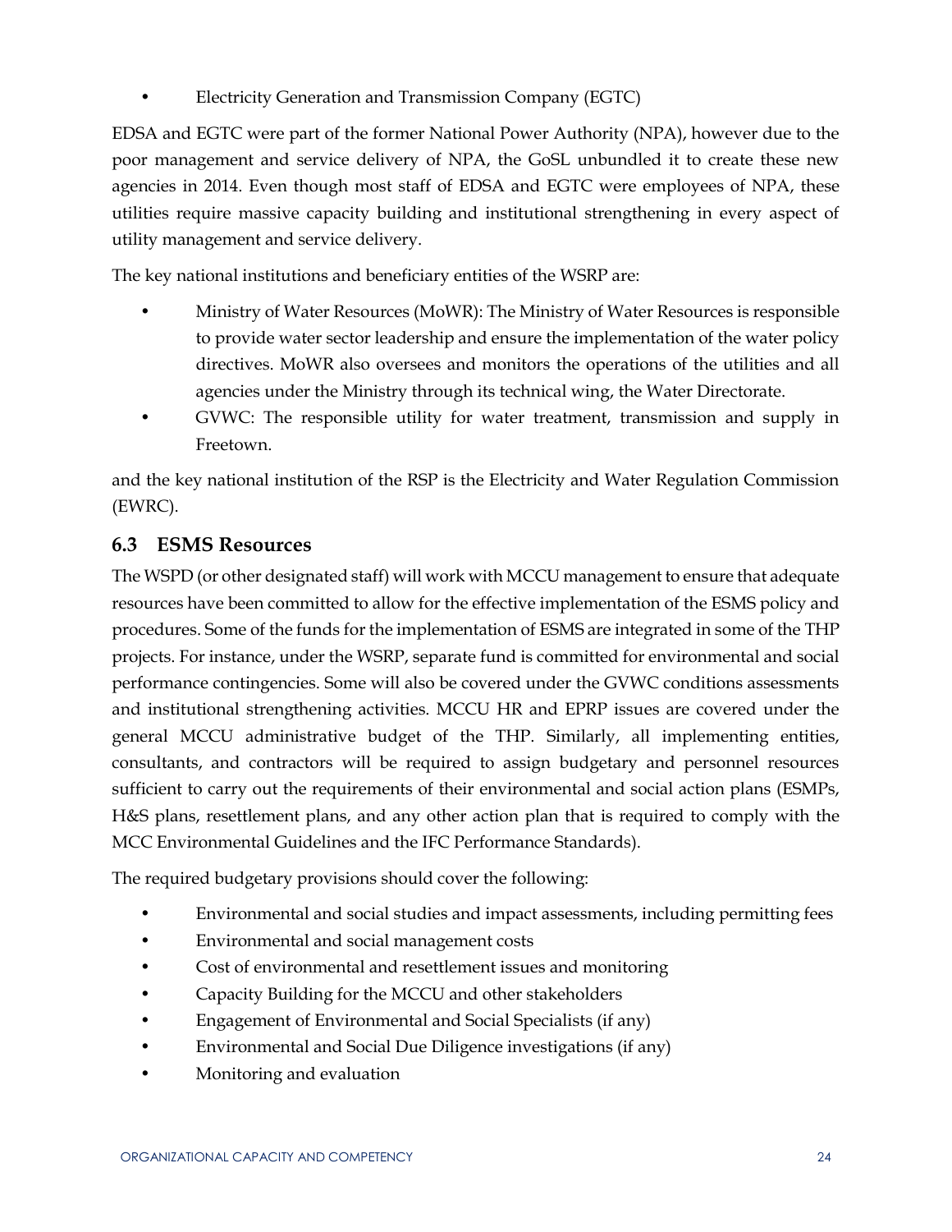- Electricity Generation and Transmission Company (EGTC)

EDSA and EGTC were part of the former National Power Authority (NPA), however due to the poor management and service delivery of NPA, the GoSL unbundled it to create these new agencies in 2014. Even though most staff of EDSA and EGTC were employees of NPA, these utilities require massive capacity building and institutional strengthening in every aspect of utility management and service delivery.

The key national institutions and beneficiary entities of the WSRP are:

- Ministry of Water Resources (MoWR): The Ministry of Water Resources is responsible to provide water sector leadership and ensure the implementation of the water policy directives. MoWR also oversees and monitors the operations of the utilities and all agencies under the Ministry through its technical wing, the Water Directorate.
- GVWC: The responsible utility for water treatment, transmission and supply in Freetown.

and the key national institution of the RSP is the Electricity and Water Regulation Commission (EWRC).

## 6.3 ESMS Resources

The WSPD (or other designated staff) will work with MCCU management to ensure that adequate resources have been committed to allow for the effective implementation of the ESMS policy and procedures. Some of the funds for the implementation of ESMS are integrated in some of the THP projects. For instance, under the WSRP, separate fund is committed for environmental and social performance contingencies. Some will also be covered under the GVWC conditions assessments and institutional strengthening activities. MCCU HR and EPRP issues are covered under the general MCCU administrative budget of the THP. Similarly, all implementing entities, consultants, and contractors will be required to assign budgetary and personnel resources sufficient to carry out the requirements of their environmental and social action plans (ESMPs, H&S plans, resettlement plans, and any other action plan that is required to comply with the MCC Environmental Guidelines and the IFC Performance Standards).

The required budgetary provisions should cover the following:

- Environmental and social studies and impact assessments, including permitting fees
- Environmental and social management costs
- Cost of environmental and resettlement issues and monitoring
- Capacity Building for the MCCU and other stakeholders
- Engagement of Environmental and Social Specialists (if any)
- Environmental and Social Due Diligence investigations (if any)
- Monitoring and evaluation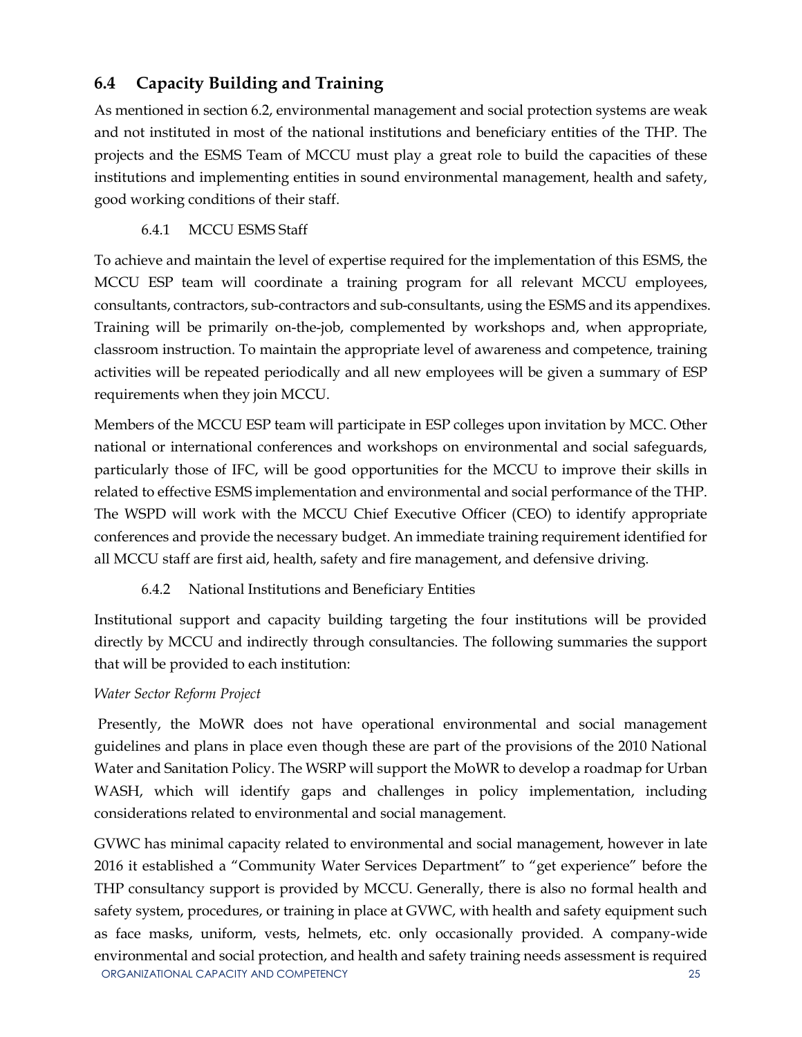## 6.4 Capacity Building and Training

As mentioned in section 6.2, environmental management and social protection systems are weak and not instituted in most of the national institutions and beneficiary entities of the THP. The projects and the ESMS Team of MCCU must play a great role to build the capacities of these institutions and implementing entities in sound environmental management, health and safety, good working conditions of their staff.

### 6.4.1 MCCU ESMS Staff

To achieve and maintain the level of expertise required for the implementation of this ESMS, the MCCU ESP team will coordinate a training program for all relevant MCCU employees, consultants, contractors, sub-contractors and sub-consultants, using the ESMS and its appendixes. Training will be primarily on-the-job, complemented by workshops and, when appropriate, classroom instruction. To maintain the appropriate level of awareness and competence, training activities will be repeated periodically and all new employees will be given a summary of ESP requirements when they join MCCU.

Members of the MCCU ESP team will participate in ESP colleges upon invitation by MCC. Other national or international conferences and workshops on environmental and social safeguards, particularly those of IFC, will be good opportunities for the MCCU to improve their skills in related to effective ESMS implementation and environmental and social performance of the THP. The WSPD will work with the MCCU Chief Executive Officer (CEO) to identify appropriate conferences and provide the necessary budget. An immediate training requirement identified for all MCCU staff are first aid, health, safety and fire management, and defensive driving.

### 6.4.2 National Institutions and Beneficiary Entities

Institutional support and capacity building targeting the four institutions will be provided directly by MCCU and indirectly through consultancies. The following summaries the support that will be provided to each institution:

*Water Sector Reform Project*

Presently, the MoWR does not have operational environmental and social management guidelines and plans in place even though these are part of the provisions of the 2010 National Water and Sanitation Policy. The WSRP will support the MoWR to develop a roadmap for Urban WASH, which will identify gaps and challenges in policy implementation, including considerations related to environmental and social management.

GVWC has minimal capacity related to environmental and social management, however in late 2016 it established a "Community Water Services Department" to "get experience" before the THP consultancy support is provided by MCCU. Generally, there is also no formal health and safety system, procedures, or training in place at GVWC, with health and safety equipment such as face masks, uniform, vests, helmets, etc. only occasionally provided. A company-wide environmental and social protection, and health and safety training needs assessment is required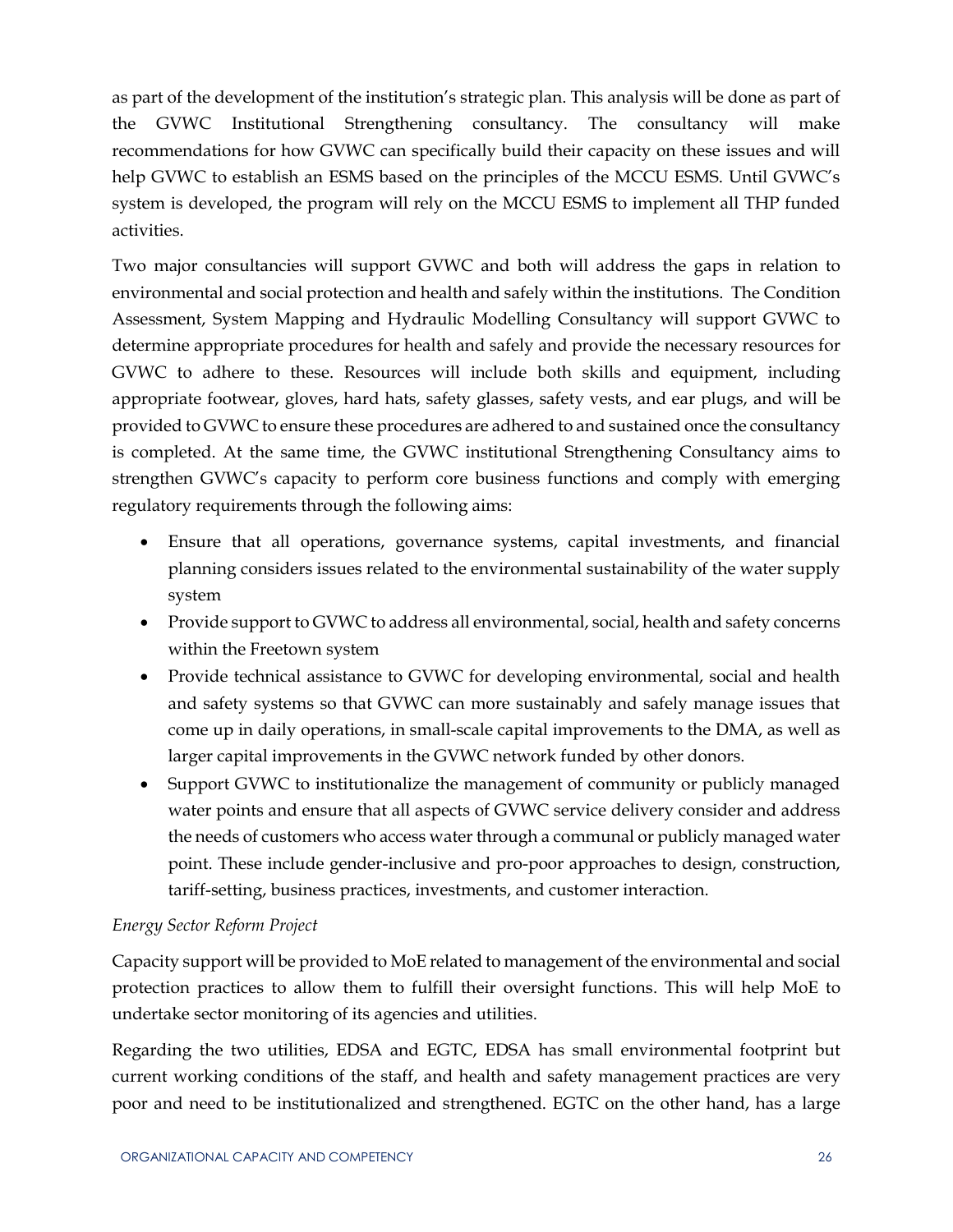as part of the development of the institution's strategic plan. This analysis will be done as part of the GVWC Institutional Strengthening consultancy. The consultancy will make recommendations for how GVWC can specifically build their capacity on these issues and will help GVWC to establish an ESMS based on the principles of the MCCU ESMS. Until GVWC's system is developed, the program will rely on the MCCU ESMS to implement all THP funded activities.

Two major consultancies will support GVWC and both will address the gaps in relation to environmental and social protection and health and safely within the institutions. The Condition Assessment, System Mapping and Hydraulic Modelling Consultancy will support GVWC to determine appropriate procedures for health and safely and provide the necessary resources for GVWC to adhere to these. Resources will include both skills and equipment, including appropriate footwear, gloves, hard hats, safety glasses, safety vests, and ear plugs, and will be provided to GVWC to ensure these procedures are adhered to and sustained once the consultancy is completed. At the same time, the GVWC institutional Strengthening Consultancy aims to strengthen GVWC's capacity to perform core business functions and comply with emerging regulatory requirements through the following aims:

- Ensure that all operations, governance systems, capital investments, and financial planning considers issues related to the environmental sustainability of the water supply system
- Provide support to GVWC to address all environmental, social, health and safety concerns within the Freetown system
- Provide technical assistance to GVWC for developing environmental, social and health and safety systems so that GVWC can more sustainably and safely manage issues that come up in daily operations, in small-scale capital improvements to the DMA, as well as larger capital improvements in the GVWC network funded by other donors.
- Support GVWC to institutionalize the management of community or publicly managed water points and ensure that all aspects of GVWC service delivery consider and address the needs of customers who access water through a communal or publicly managed water point. These include gender-inclusive and pro-poor approaches to design, construction, tariff-setting, business practices, investments, and customer interaction.

*Energy Sector Reform Project*

Capacity support will be provided to MoE related to management of the environmental and social protection practices to allow them to fulfill their oversight functions. This will help MoE to undertake sector monitoring of its agencies and utilities.

Regarding the two utilities, EDSA and EGTC, EDSA has small environmental footprint but current working conditions of the staff, and health and safety management practices are very poor and need to be institutionalized and strengthened. EGTC on the other hand, has a large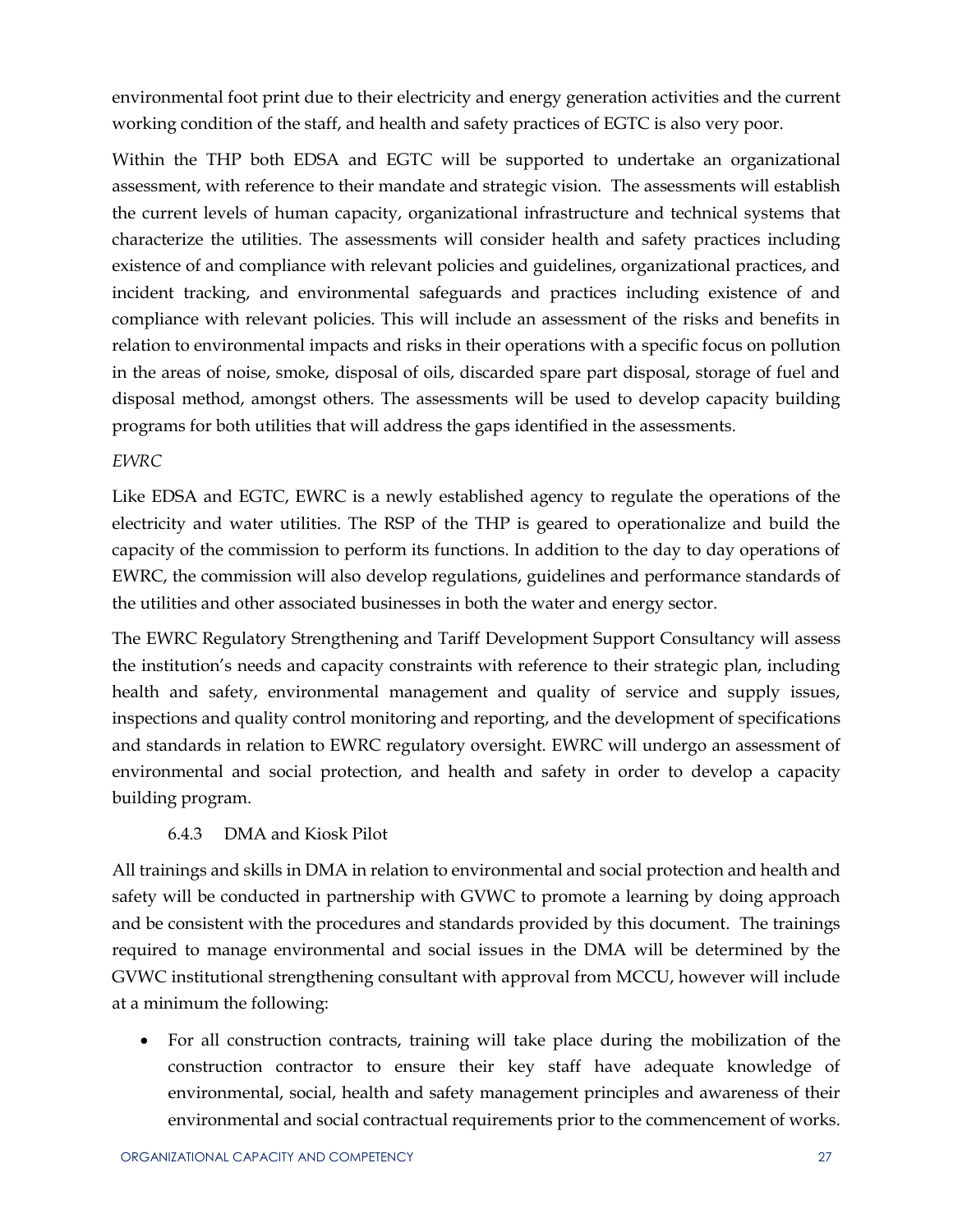environmental foot print due to their electricity and energy generation activities and the current working condition of the staff, and health and safety practices of EGTC is also very poor.

Within the THP both EDSA and EGTC will be supported to undertake an organizational assessment, with reference to their mandate and strategic vision. The assessments will establish the current levels of human capacity, organizational infrastructure and technical systems that characterize the utilities. The assessments will consider health and safety practices including existence of and compliance with relevant policies and guidelines, organizational practices, and incident tracking, and environmental safeguards and practices including existence of and compliance with relevant policies. This will include an assessment of the risks and benefits in relation to environmental impacts and risks in their operations with a specific focus on pollution in the areas of noise, smoke, disposal of oils, discarded spare part disposal, storage of fuel and disposal method, amongst others. The assessments will be used to develop capacity building programs for both utilities that will address the gaps identified in the assessments.

*EWRC*

Like EDSA and EGTC, EWRC is a newly established agency to regulate the operations of the electricity and water utilities. The RSP of the THP is geared to operationalize and build the capacity of the commission to perform its functions. In addition to the day to day operations of EWRC, the commission will also develop regulations, guidelines and performance standards of the utilities and other associated businesses in both the water and energy sector.

The EWRC Regulatory Strengthening and Tariff Development Support Consultancy will assess the institution's needs and capacity constraints with reference to their strategic plan, including health and safety, environmental management and quality of service and supply issues, inspections and quality control monitoring and reporting, and the development of specifications and standards in relation to EWRC regulatory oversight. EWRC will undergo an assessment of environmental and social protection, and health and safety in order to develop a capacity building program.

### 6.4.3 DMA and Kiosk Pilot

All trainings and skills in DMA in relation to environmental and social protection and health and safety will be conducted in partnership with GVWC to promote a learning by doing approach and be consistent with the procedures and standards provided by this document. The trainings required to manage environmental and social issues in the DMA will be determined by the GVWC institutional strengthening consultant with approval from MCCU, however will include at a minimum the following:

- For all construction contracts, training will take place during the mobilization of the construction contractor to ensure their key staff have adequate knowledge of environmental, social, health and safety management principles and awareness of their environmental and social contractual requirements prior to the commencement of works.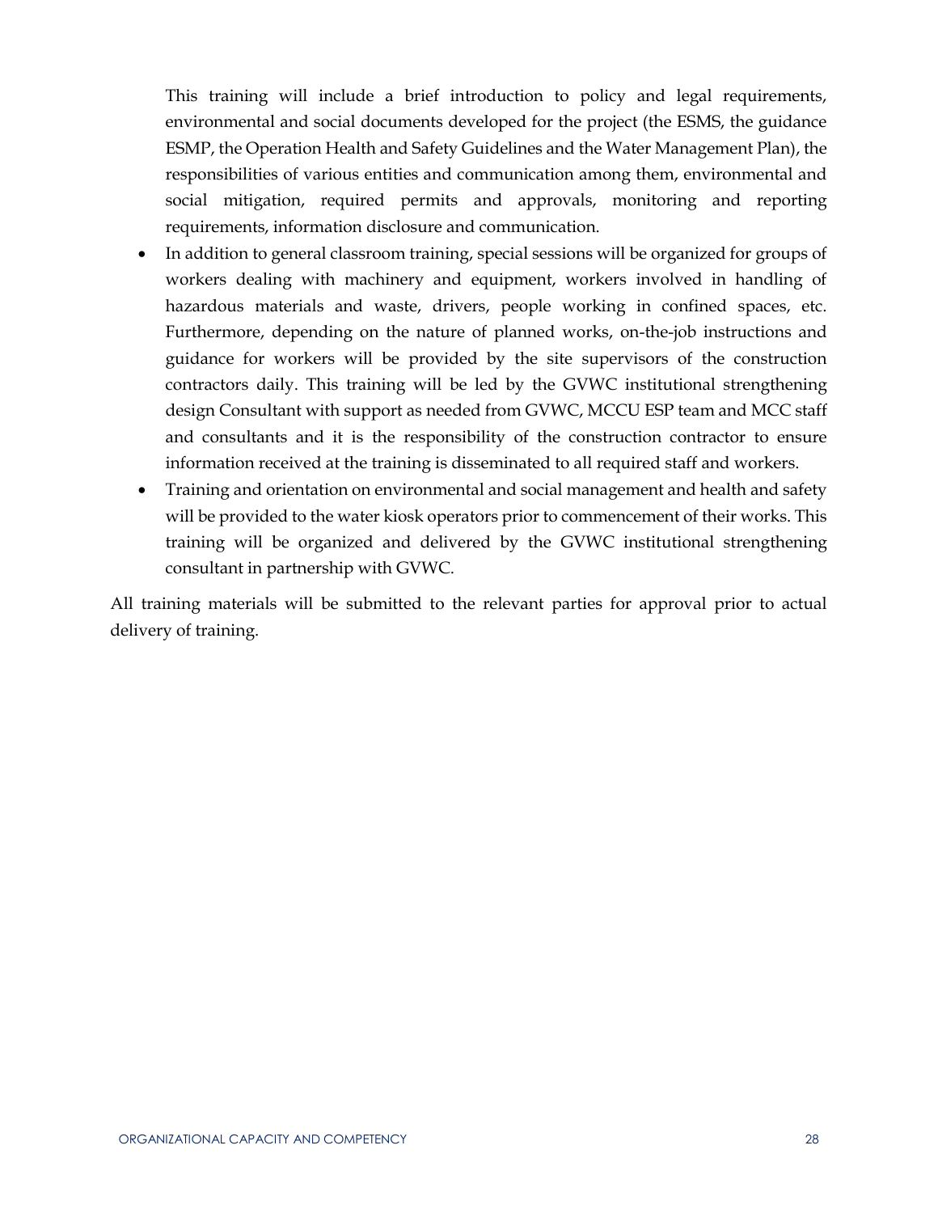This training will include a brief introduction to policy and legal requirements, environmental and social documents developed for the project (the ESMS, the guidance ESMP, the Operation Health and Safety Guidelines and the Water Management Plan), the responsibilities of various entities and communication among them, environmental and social mitigation, required permits and approvals, monitoring and reporting requirements, information disclosure and communication.

- In addition to general classroom training, special sessions will be organized for groups of workers dealing with machinery and equipment, workers involved in handling of hazardous materials and waste, drivers, people working in confined spaces, etc. Furthermore, depending on the nature of planned works, on-the-job instructions and guidance for workers will be provided by the site supervisors of the construction contractors daily. This training will be led by the GVWC institutional strengthening design Consultant with support as needed from GVWC, MCCU ESP team and MCC staff and consultants and it is the responsibility of the construction contractor to ensure information received at the training is disseminated to all required staff and workers.
- Training and orientation on environmental and social management and health and safety will be provided to the water kiosk operators prior to commencement of their works. This training will be organized and delivered by the GVWC institutional strengthening consultant in partnership with GVWC.

All training materials will be submitted to the relevant parties for approval prior to actual delivery of training.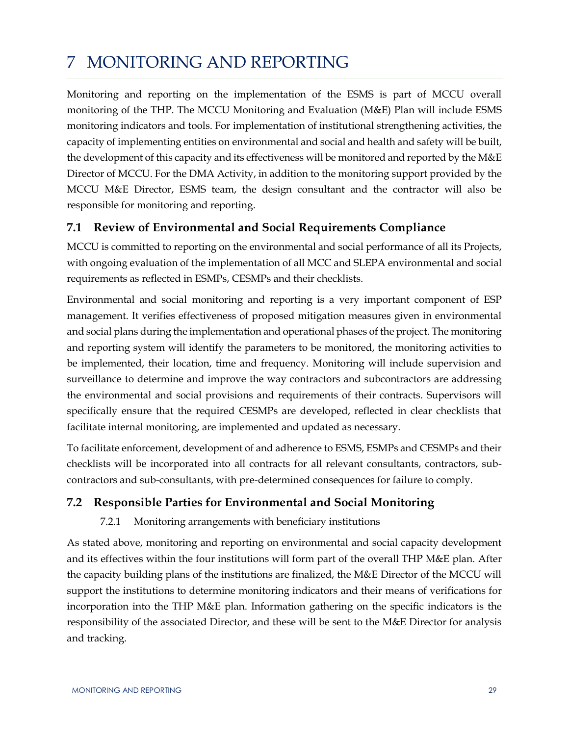# 7 MONITORING AND REPORTING

Monitoring and reporting on the implementation of the ESMS is part of MCCU overall monitoring of the THP. The MCCU Monitoring and Evaluation (M&E) Plan will include ESMS monitoring indicators and tools. For implementation of institutional strengthening activities, the capacity of implementing entities on environmental and social and health and safety will be built, the development of this capacity and its effectiveness will be monitored and reported by the M&E Director of MCCU. For the DMA Activity, in addition to the monitoring support provided by the MCCU M&E Director, ESMS team, the design consultant and the contractor will also be responsible for monitoring and reporting.

## 7.1 Review of Environmental and Social Requirements Compliance

MCCU is committed to reporting on the environmental and social performance of all its Projects, with ongoing evaluation of the implementation of all MCC and SLEPA environmental and social requirements as reflected in ESMPs, CESMPs and their checklists.

Environmental and social monitoring and reporting is a very important component of ESP management. It verifies effectiveness of proposed mitigation measures given in environmental and social plans during the implementation and operational phases of the project. The monitoring and reporting system will identify the parameters to be monitored, the monitoring activities to be implemented, their location, time and frequency. Monitoring will include supervision and surveillance to determine and improve the way contractors and subcontractors are addressing the environmental and social provisions and requirements of their contracts. Supervisors will specifically ensure that the required CESMPs are developed, reflected in clear checklists that facilitate internal monitoring, are implemented and updated as necessary.

To facilitate enforcement, development of and adherence to ESMS, ESMPs and CESMPs and their checklists will be incorporated into all contracts for all relevant consultants, contractors, sub-contractors and sub-consultants, with pre-determined consequences for failure to comply.

## 7.2 Responsible Parties for Environmental and Social Monitoring

### 7.2.1 Monitoring arrangements with beneficiary institutions

As stated above, monitoring and reporting on environmental and social capacity development and its effectives within the four institutions will form part of the overall THP M&E plan. After the capacity building plans of the institutions are finalized, the M&E Director of the MCCU will support the institutions to determine monitoring indicators and their means of verifications for incorporation into the THP M&E plan. Information gathering on the specific indicators is the responsibility of the associated Director, and these will be sent to the M&E Director for analysis and tracking.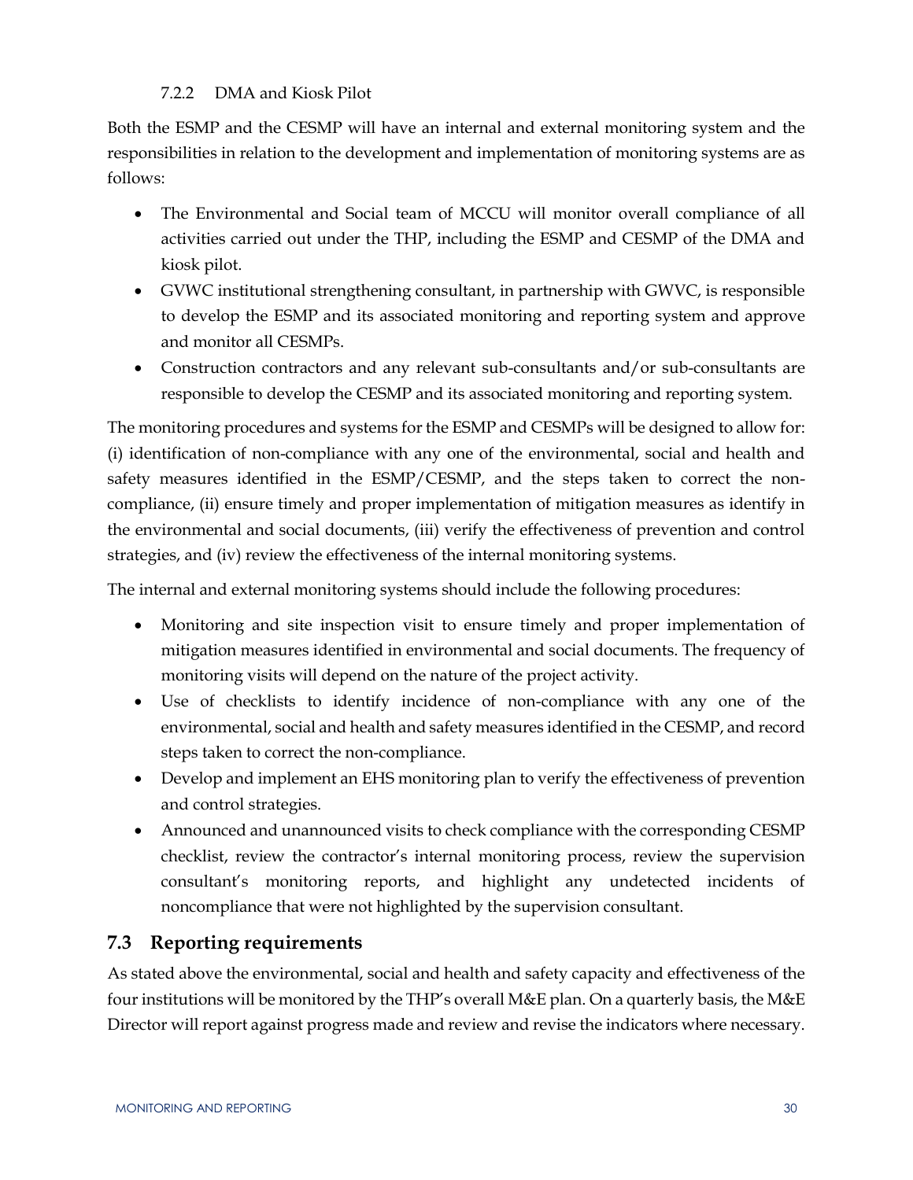#### 7.2.2 DMA and Kiosk Pilot

Both the ESMP and the CESMP will have an internal and external monitoring system and the responsibilities in relation to the development and implementation of monitoring systems are as follows:

- The Environmental and Social team of MCCU will monitor overall compliance of all activities carried out under the THP, including the ESMP and CESMP of the DMA and kiosk pilot.
- GVWC institutional strengthening consultant, in partnership with GWVC, is responsible to develop the ESMP and its associated monitoring and reporting system and approve and monitor all CESMPs.
- Construction contractors and any relevant sub-consultants and/or sub-consultants are responsible to develop the CESMP and its associated monitoring and reporting system.

The monitoring procedures and systems for the ESMP and CESMPs will be designed to allow for: (i) identification of non-compliance with any one of the environmental, social and health and safety measures identified in the ESMP/CESMP, and the steps taken to correct the non-compliance, (ii) ensure timely and proper implementation of mitigation measures as identify in the environmental and social documents, (iii) verify the effectiveness of prevention and control strategies, and (iv) review the effectiveness of the internal monitoring systems.

The internal and external monitoring systems should include the following procedures:

- Monitoring and site inspection visit to ensure timely and proper implementation of mitigation measures identified in environmental and social documents. The frequency of monitoring visits will depend on the nature of the project activity.
- Use of checklists to identify incidence of non-compliance with any one of the environmental, social and health and safety measures identified in the CESMP, and record steps taken to correct the non-compliance.
- Develop and implement an EHS monitoring plan to verify the effectiveness of prevention and control strategies.
- Announced and unannounced visits to check compliance with the corresponding CESMP checklist, review the contractor's internal monitoring process, review the supervision consultant's monitoring reports, and highlight any undetected incidents of noncompliance that were not highlighted by the supervision consultant.

## 7.3 Reporting requirements

As stated above the environmental, social and health and safety capacity and effectiveness of the four institutions will be monitored by the THP's overall M&E plan. On a quarterly basis, the M&E Director will report against progress made and review and revise the indicators where necessary.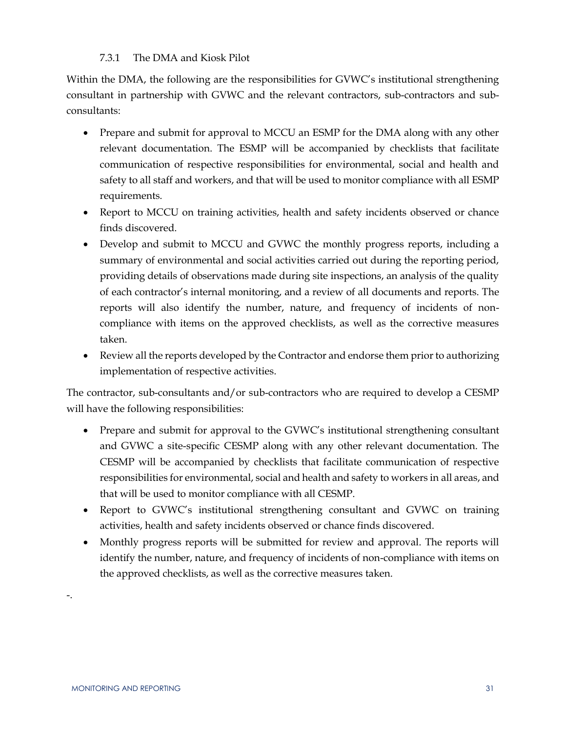### 7.3.1 The DMA and Kiosk Pilot

Within the DMA, the following are the responsibilities for GVWC's institutional strengthening consultant in partnership with GVWC and the relevant contractors, sub-contractors and sub-consultants:

- Prepare and submit for approval to MCCU an ESMP for the DMA along with any other relevant documentation. The ESMP will be accompanied by checklists that facilitate communication of respective responsibilities for environmental, social and health and safety to all staff and workers, and that will be used to monitor compliance with all ESMP requirements.
- Report to MCCU on training activities, health and safety incidents observed or chance finds discovered.
- Develop and submit to MCCU and GVWC the monthly progress reports, including a summary of environmental and social activities carried out during the reporting period, providing details of observations made during site inspections, an analysis of the quality of each contractor's internal monitoring, and a review of all documents and reports. The reports will also identify the number, nature, and frequency of incidents of non-compliance with items on the approved checklists, as well as the corrective measures taken.
- Review all the reports developed by the Contractor and endorse them prior to authorizing implementation of respective activities.

The contractor, sub-consultants and/or sub-contractors who are required to develop a CESMP will have the following responsibilities:

- Prepare and submit for approval to the GVWC's institutional strengthening consultant and GVWC a site-specific CESMP along with any other relevant documentation. The CESMP will be accompanied by checklists that facilitate communication of respective responsibilities for environmental, social and health and safety to workers in all areas, and that will be used to monitor compliance with all CESMP.
- Report to GVWC's institutional strengthening consultant and GVWC on training activities, health and safety incidents observed or chance finds discovered.
- Monthly progress reports will be submitted for review and approval. The reports will identify the number, nature, and frequency of incidents of non-compliance with items on the approved checklists, as well as the corrective measures taken.

-.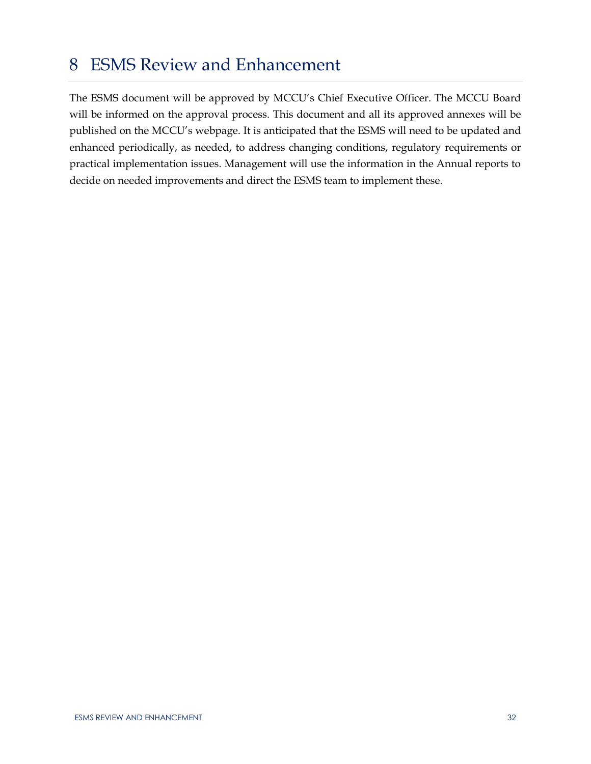# 8 ESMS Review and Enhancement

The ESMS document will be approved by MCCU's Chief Executive Officer. The MCCU Board will be informed on the approval process. This document and all its approved annexes will be published on the MCCU's webpage. It is anticipated that the ESMS will need to be updated and enhanced periodically, as needed, to address changing conditions, regulatory requirements or practical implementation issues. Management will use the information in the Annual reports to decide on needed improvements and direct the ESMS team to implement these.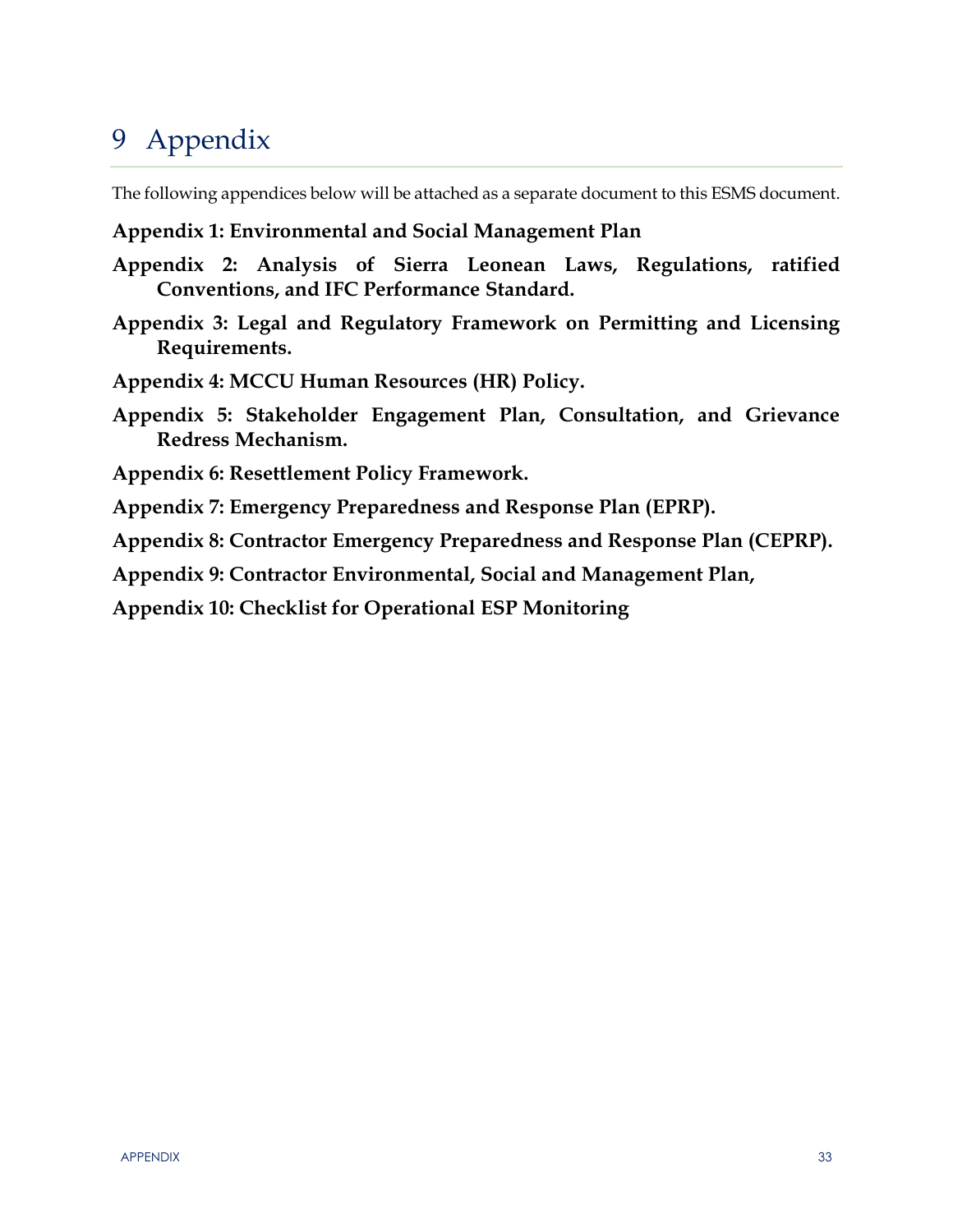# 9 Appendix

The following appendices below will be attached as a separate document to this ESMS document.

**Appendix 1: Environmental and Social Management Plan**

**Appendix 2: Analysis of Sierra Leonean Laws, Regulations, ratified Conventions, and IFC Performance Standard.**

**Appendix 3: Legal and Regulatory Framework on Permitting and Licensing Requirements.**

**Appendix 4: MCCU Human Resources (HR) Policy.**

**Appendix 5: Stakeholder Engagement Plan, Consultation, and Grievance Redress Mechanism.**

**Appendix 6: Resettlement Policy Framework.**

**Appendix 7: Emergency Preparedness and Response Plan (EPRP).**

**Appendix 8: Contractor Emergency Preparedness and Response Plan (CEPRP).**

**Appendix 9: Contractor Environmental, Social and Management Plan,**

**Appendix 10: Checklist for Operational ESP Monitoring**